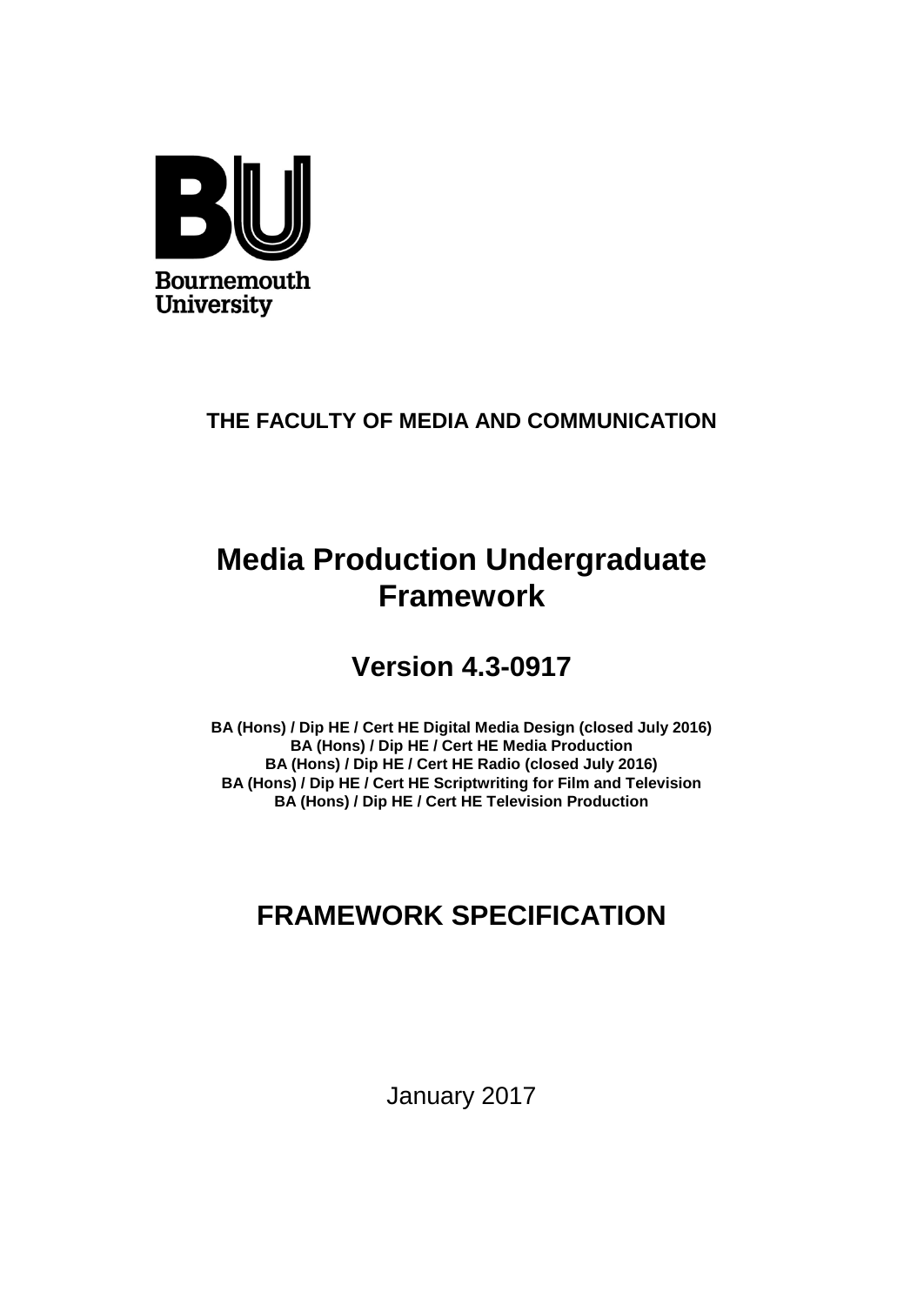Bournemouth University

**THE FACULTY OF MEDIA AND COMMUNICATION**

# Media Production Undergraduate Framework

## Version 4.3-0917

**BA (Hons) / Dip HE / Cert HE Digital Media Design (closed July 2016)**
**BA (Hons) / Dip HE / Cert HE Media Production**
**BA (Hons) / Dip HE / Cert HE Radio (closed July 2016)**
**BA (Hons) / Dip HE / Cert HE Scriptwriting for Film and Television**
**BA (Hons) / Dip HE / Cert HE Television Production**

# FRAMEWORK SPECIFICATION

January 2017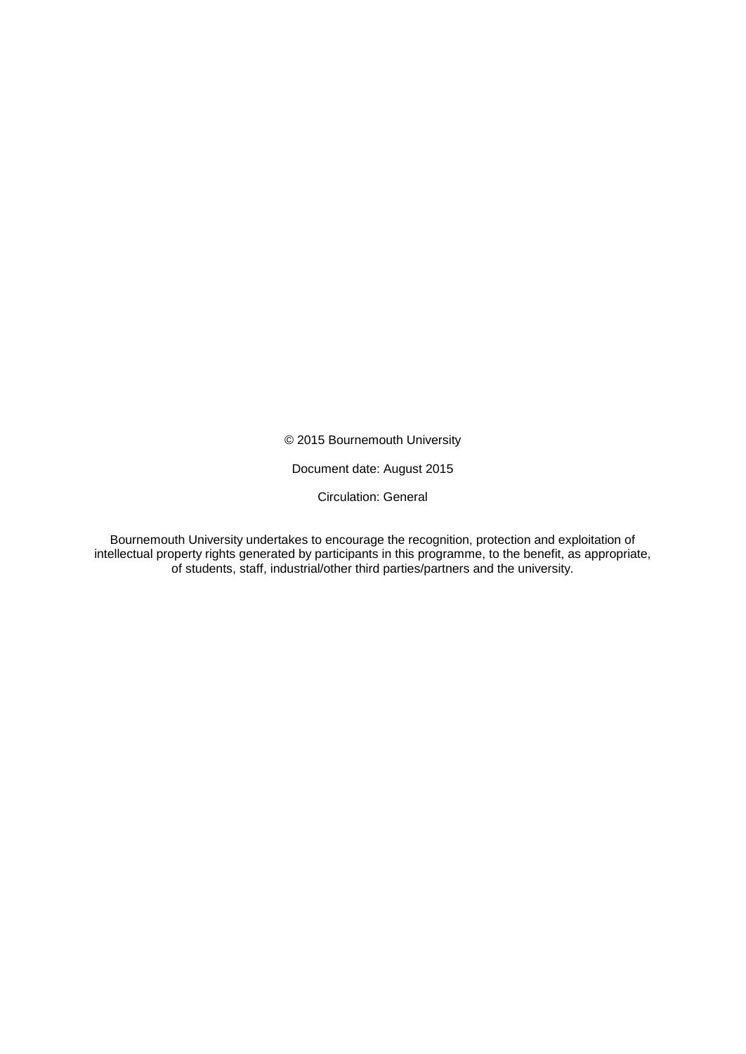© 2015 Bournemouth University

Document date: August 2015

Circulation: General

Bournemouth University undertakes to encourage the recognition, protection and exploitation of intellectual property rights generated by participants in this programme, to the benefit, as appropriate, of students, staff, industrial/other third parties/partners and the university.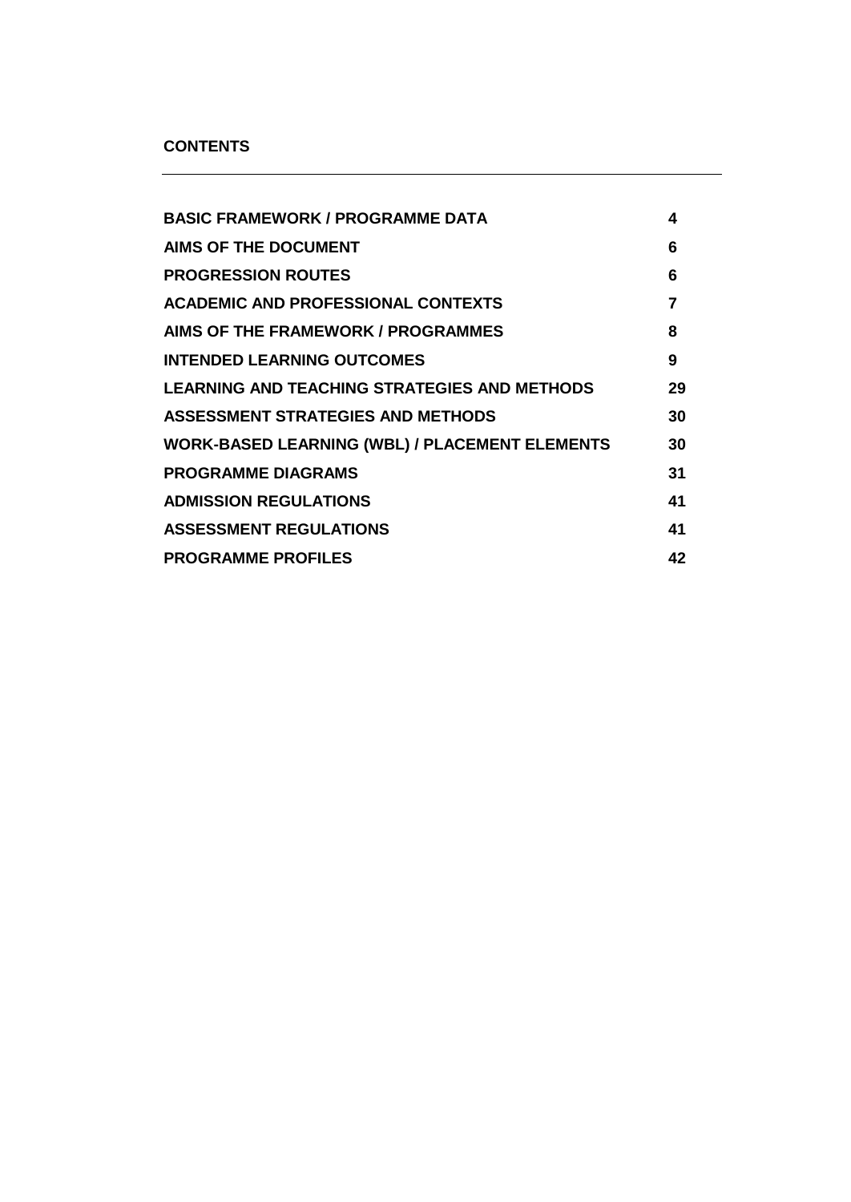**CONTENTS**

| | |
|---|---|
| **BASIC FRAMEWORK / PROGRAMME DATA** | **4** |
| **AIMS OF THE DOCUMENT** | **6** |
| **PROGRESSION ROUTES** | **6** |
| **ACADEMIC AND PROFESSIONAL CONTEXTS** | **7** |
| **AIMS OF THE FRAMEWORK / PROGRAMMES** | **8** |
| **INTENDED LEARNING OUTCOMES** | **9** |
| **LEARNING AND TEACHING STRATEGIES AND METHODS** | **29** |
| **ASSESSMENT STRATEGIES AND METHODS** | **30** |
| **WORK-BASED LEARNING (WBL) / PLACEMENT ELEMENTS** | **30** |
| **PROGRAMME DIAGRAMS** | **31** |
| **ADMISSION REGULATIONS** | **41** |
| **ASSESSMENT REGULATIONS** | **41** |
| **PROGRAMME PROFILES** | **42** |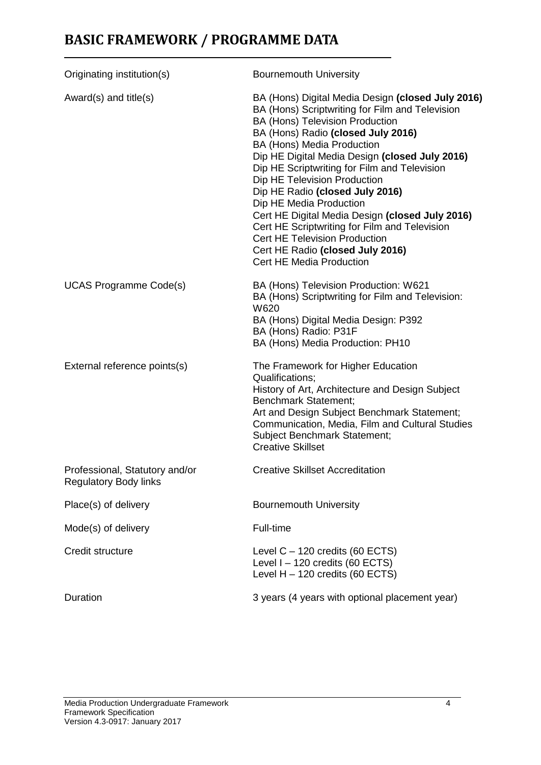# BASIC FRAMEWORK / PROGRAMME DATA

| | |
|---|---|
| Originating institution(s) | Bournemouth University |
| Award(s) and title(s) | BA (Hons) Digital Media Design **(closed July 2016)**<br>BA (Hons) Scriptwriting for Film and Television<br>BA (Hons) Television Production<br>BA (Hons) Radio **(closed July 2016)**<br>BA (Hons) Media Production<br>Dip HE Digital Media Design **(closed July 2016)**<br>Dip HE Scriptwriting for Film and Television<br>Dip HE Television Production<br>Dip HE Radio **(closed July 2016)**<br>Dip HE Media Production<br>Cert HE Digital Media Design **(closed July 2016)**<br>Cert HE Scriptwriting for Film and Television<br>Cert HE Television Production<br>Cert HE Radio **(closed July 2016)**<br>Cert HE Media Production |
| UCAS Programme Code(s) | BA (Hons) Television Production: W621<br>BA (Hons) Scriptwriting for Film and Television: W620<br>BA (Hons) Digital Media Design: P392<br>BA (Hons) Radio: P31F<br>BA (Hons) Media Production: PH10 |
| External reference points(s) | The Framework for Higher Education Qualifications;<br>History of Art, Architecture and Design Subject Benchmark Statement;<br>Art and Design Subject Benchmark Statement;<br>Communication, Media, Film and Cultural Studies Subject Benchmark Statement;<br>Creative Skillset |
| Professional, Statutory and/or Regulatory Body links | Creative Skillset Accreditation |
| Place(s) of delivery | Bournemouth University |
| Mode(s) of delivery | Full-time |
| Credit structure | Level C – 120 credits (60 ECTS)<br>Level I – 120 credits (60 ECTS)<br>Level H – 120 credits (60 ECTS) |
| Duration | 3 years (4 years with optional placement year) |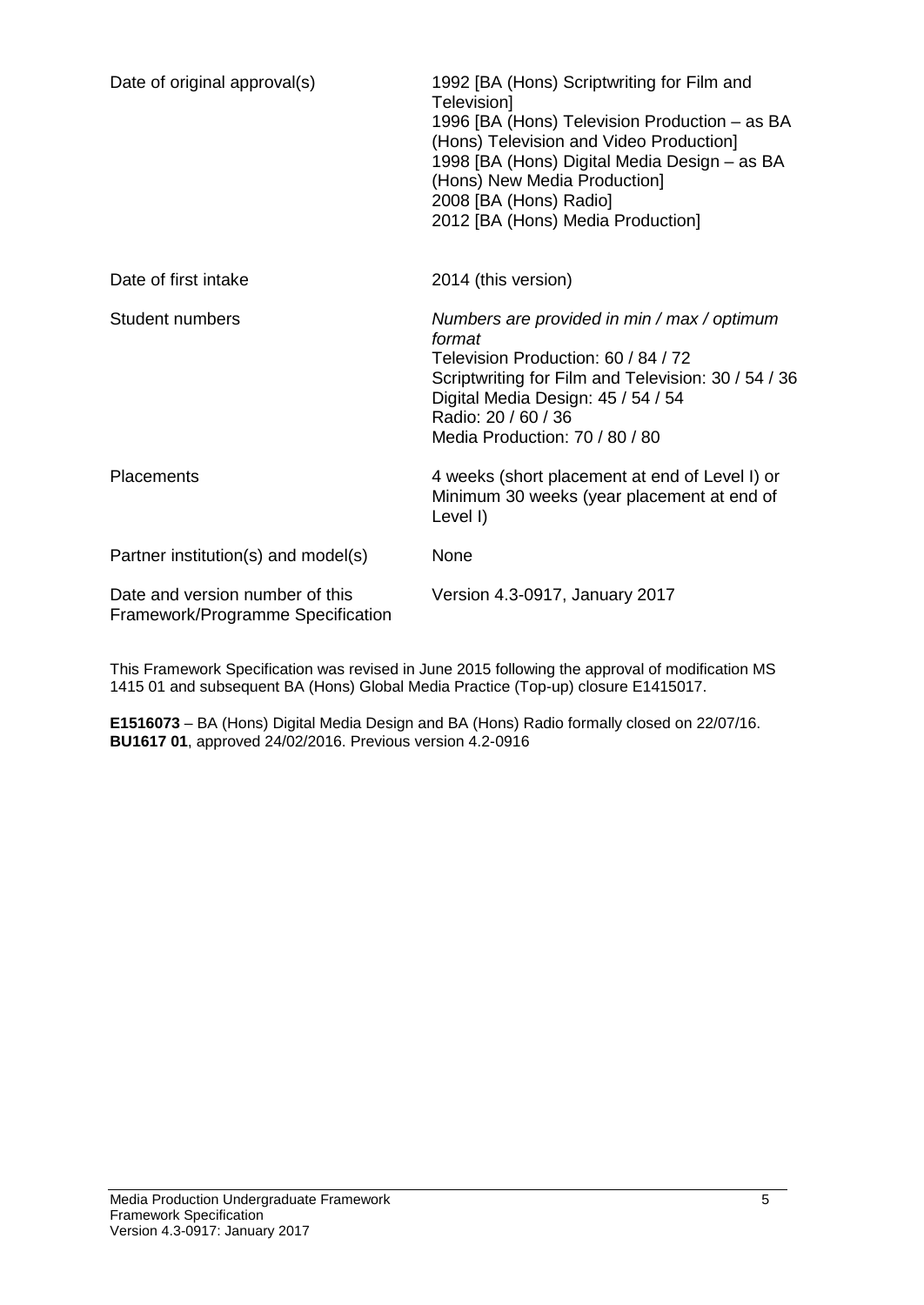| | |
|---|---|
| Date of original approval(s) | 1992 [BA (Hons) Scriptwriting for Film and Television]<br>1996 [BA (Hons) Television Production – as BA (Hons) Television and Video Production]<br>1998 [BA (Hons) Digital Media Design – as BA (Hons) New Media Production]<br>2008 [BA (Hons) Radio]<br>2012 [BA (Hons) Media Production] |
| Date of first intake | 2014 (this version) |
| Student numbers | *Numbers are provided in min / max / optimum format*<br>Television Production: 60 / 84 / 72<br>Scriptwriting for Film and Television: 30 / 54 / 36<br>Digital Media Design: 45 / 54 / 54<br>Radio: 20 / 60 / 36<br>Media Production: 70 / 80 / 80 |
| Placements | 4 weeks (short placement at end of Level I) or Minimum 30 weeks (year placement at end of Level I) |
| Partner institution(s) and model(s) | None |
| Date and version number of this Framework/Programme Specification | Version 4.3-0917, January 2017 |

This Framework Specification was revised in June 2015 following the approval of modification MS 1415 01 and subsequent BA (Hons) Global Media Practice (Top-up) closure E1415017.

**E1516073** – BA (Hons) Digital Media Design and BA (Hons) Radio formally closed on 22/07/16.
**BU1617 01**, approved 24/02/2016. Previous version 4.2-0916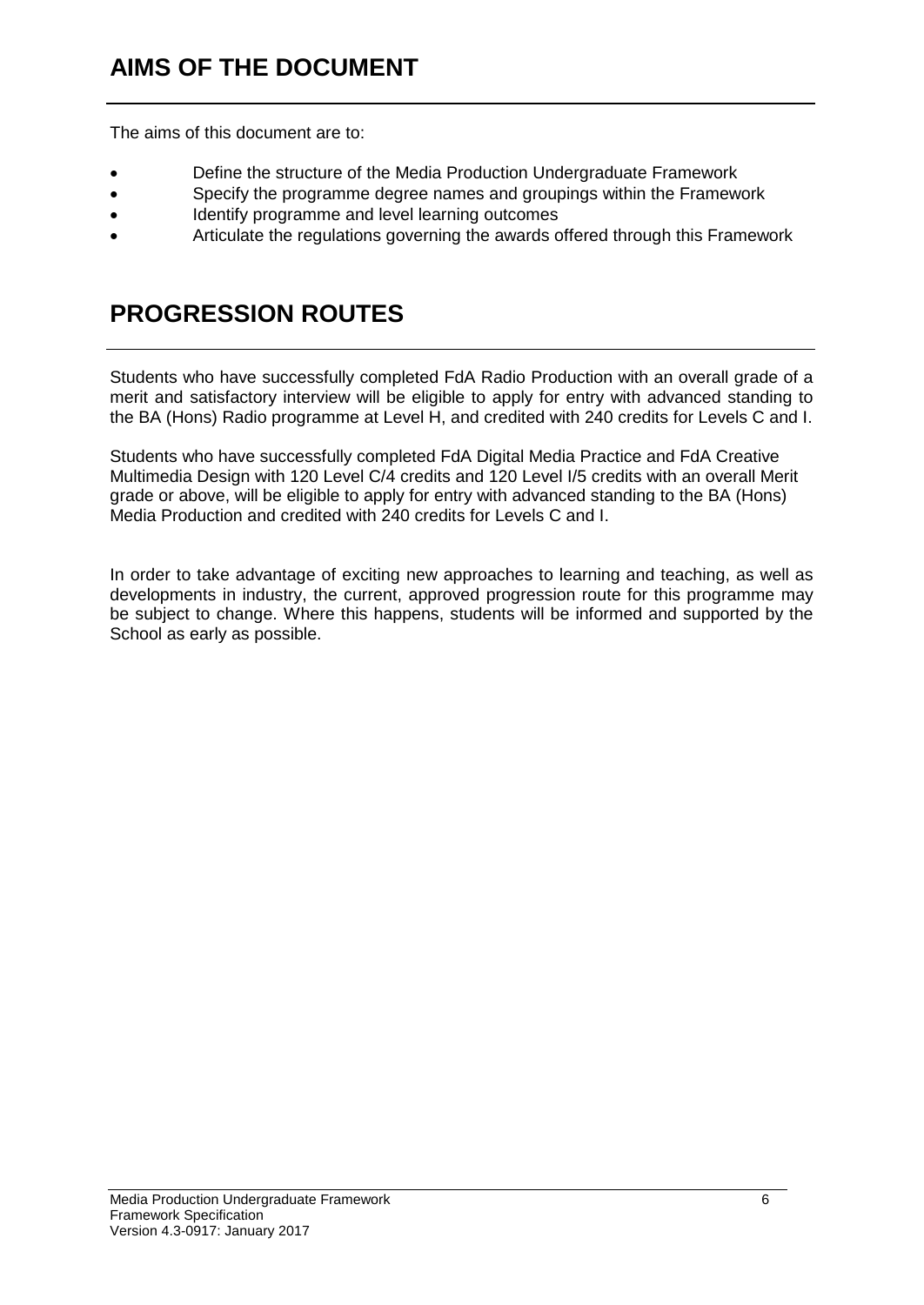# AIMS OF THE DOCUMENT

The aims of this document are to:

- Define the structure of the Media Production Undergraduate Framework
- Specify the programme degree names and groupings within the Framework
- Identify programme and level learning outcomes
- Articulate the regulations governing the awards offered through this Framework

# PROGRESSION ROUTES

Students who have successfully completed FdA Radio Production with an overall grade of a merit and satisfactory interview will be eligible to apply for entry with advanced standing to the BA (Hons) Radio programme at Level H, and credited with 240 credits for Levels C and I.

Students who have successfully completed FdA Digital Media Practice and FdA Creative Multimedia Design with 120 Level C/4 credits and 120 Level I/5 credits with an overall Merit grade or above, will be eligible to apply for entry with advanced standing to the BA (Hons) Media Production and credited with 240 credits for Levels C and I.

In order to take advantage of exciting new approaches to learning and teaching, as well as developments in industry, the current, approved progression route for this programme may be subject to change. Where this happens, students will be informed and supported by the School as early as possible.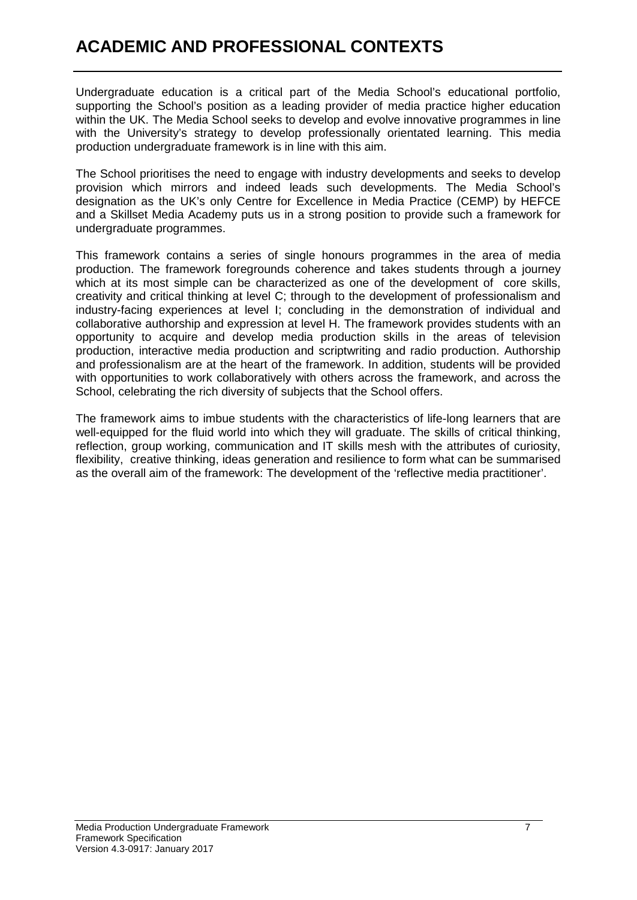# ACADEMIC AND PROFESSIONAL CONTEXTS

Undergraduate education is a critical part of the Media School's educational portfolio, supporting the School's position as a leading provider of media practice higher education within the UK. The Media School seeks to develop and evolve innovative programmes in line with the University's strategy to develop professionally orientated learning. This media production undergraduate framework is in line with this aim.

The School prioritises the need to engage with industry developments and seeks to develop provision which mirrors and indeed leads such developments. The Media School's designation as the UK's only Centre for Excellence in Media Practice (CEMP) by HEFCE and a Skillset Media Academy puts us in a strong position to provide such a framework for undergraduate programmes.

This framework contains a series of single honours programmes in the area of media production. The framework foregrounds coherence and takes students through a journey which at its most simple can be characterized as one of the development of core skills, creativity and critical thinking at level C; through to the development of professionalism and industry-facing experiences at level I; concluding in the demonstration of individual and collaborative authorship and expression at level H. The framework provides students with an opportunity to acquire and develop media production skills in the areas of television production, interactive media production and scriptwriting and radio production. Authorship and professionalism are at the heart of the framework. In addition, students will be provided with opportunities to work collaboratively with others across the framework, and across the School, celebrating the rich diversity of subjects that the School offers.

The framework aims to imbue students with the characteristics of life-long learners that are well-equipped for the fluid world into which they will graduate. The skills of critical thinking, reflection, group working, communication and IT skills mesh with the attributes of curiosity, flexibility, creative thinking, ideas generation and resilience to form what can be summarised as the overall aim of the framework: The development of the 'reflective media practitioner'.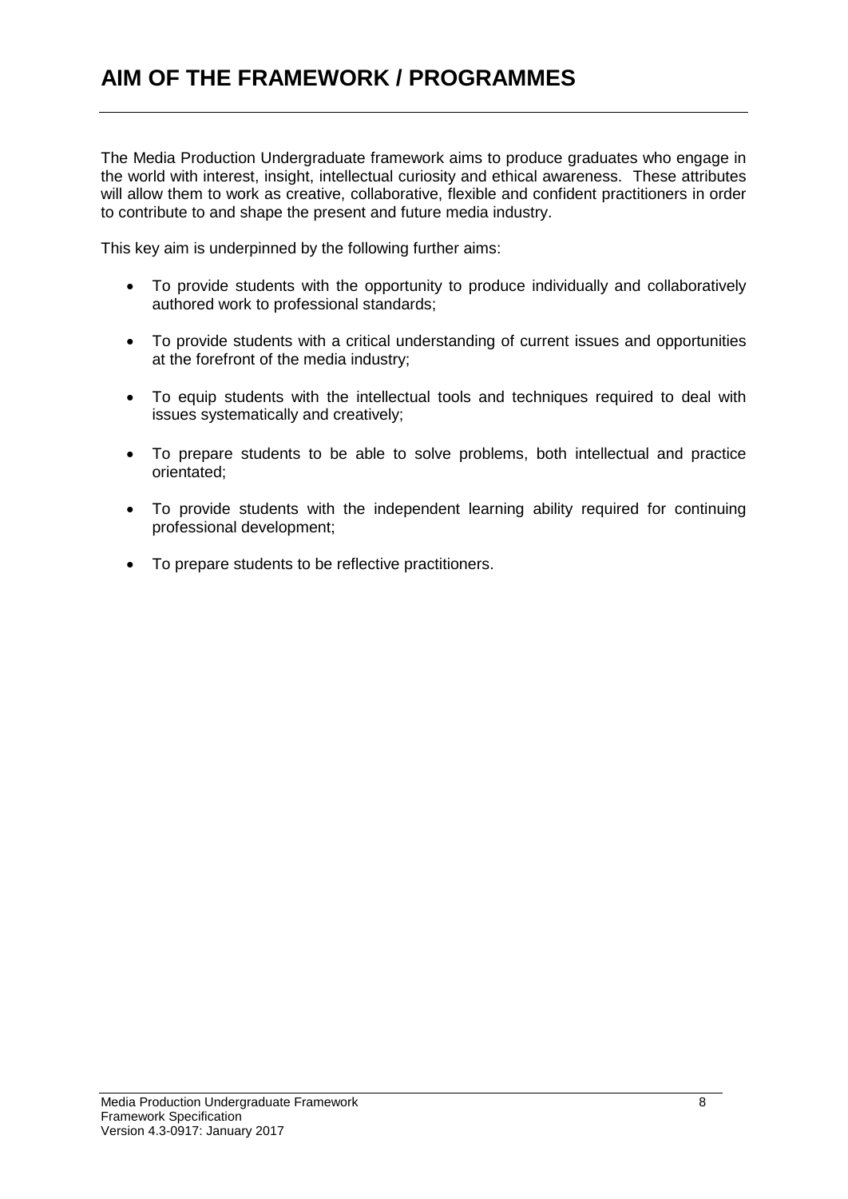# AIM OF THE FRAMEWORK / PROGRAMMES

The Media Production Undergraduate framework aims to produce graduates who engage in the world with interest, insight, intellectual curiosity and ethical awareness. These attributes will allow them to work as creative, collaborative, flexible and confident practitioners in order to contribute to and shape the present and future media industry.

This key aim is underpinned by the following further aims:

- To provide students with the opportunity to produce individually and collaboratively authored work to professional standards;
- To provide students with a critical understanding of current issues and opportunities at the forefront of the media industry;
- To equip students with the intellectual tools and techniques required to deal with issues systematically and creatively;
- To prepare students to be able to solve problems, both intellectual and practice orientated;
- To provide students with the independent learning ability required for continuing professional development;
- To prepare students to be reflective practitioners.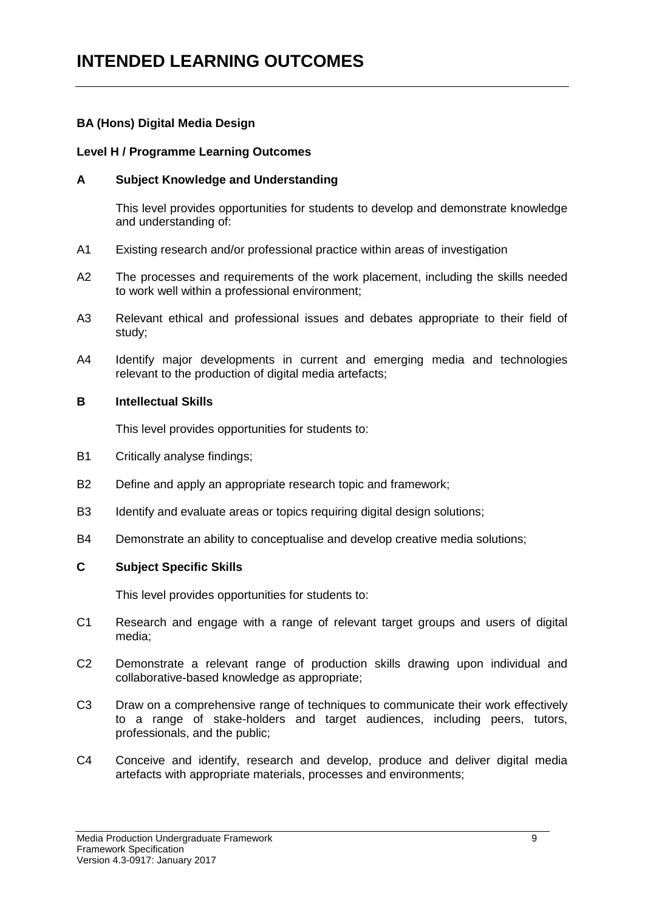# INTENDED LEARNING OUTCOMES

**BA (Hons) Digital Media Design**

**Level H / Programme Learning Outcomes**

**A Subject Knowledge and Understanding**

This level provides opportunities for students to develop and demonstrate knowledge and understanding of:

A1 Existing research and/or professional practice within areas of investigation

A2 The processes and requirements of the work placement, including the skills needed to work well within a professional environment;

A3 Relevant ethical and professional issues and debates appropriate to their field of study;

A4 Identify major developments in current and emerging media and technologies relevant to the production of digital media artefacts;

**B Intellectual Skills**

This level provides opportunities for students to:

B1 Critically analyse findings;

B2 Define and apply an appropriate research topic and framework;

B3 Identify and evaluate areas or topics requiring digital design solutions;

B4 Demonstrate an ability to conceptualise and develop creative media solutions;

**C Subject Specific Skills**

This level provides opportunities for students to:

C1 Research and engage with a range of relevant target groups and users of digital media;

C2 Demonstrate a relevant range of production skills drawing upon individual and collaborative-based knowledge as appropriate;

C3 Draw on a comprehensive range of techniques to communicate their work effectively to a range of stake-holders and target audiences, including peers, tutors, professionals, and the public;

C4 Conceive and identify, research and develop, produce and deliver digital media artefacts with appropriate materials, processes and environments;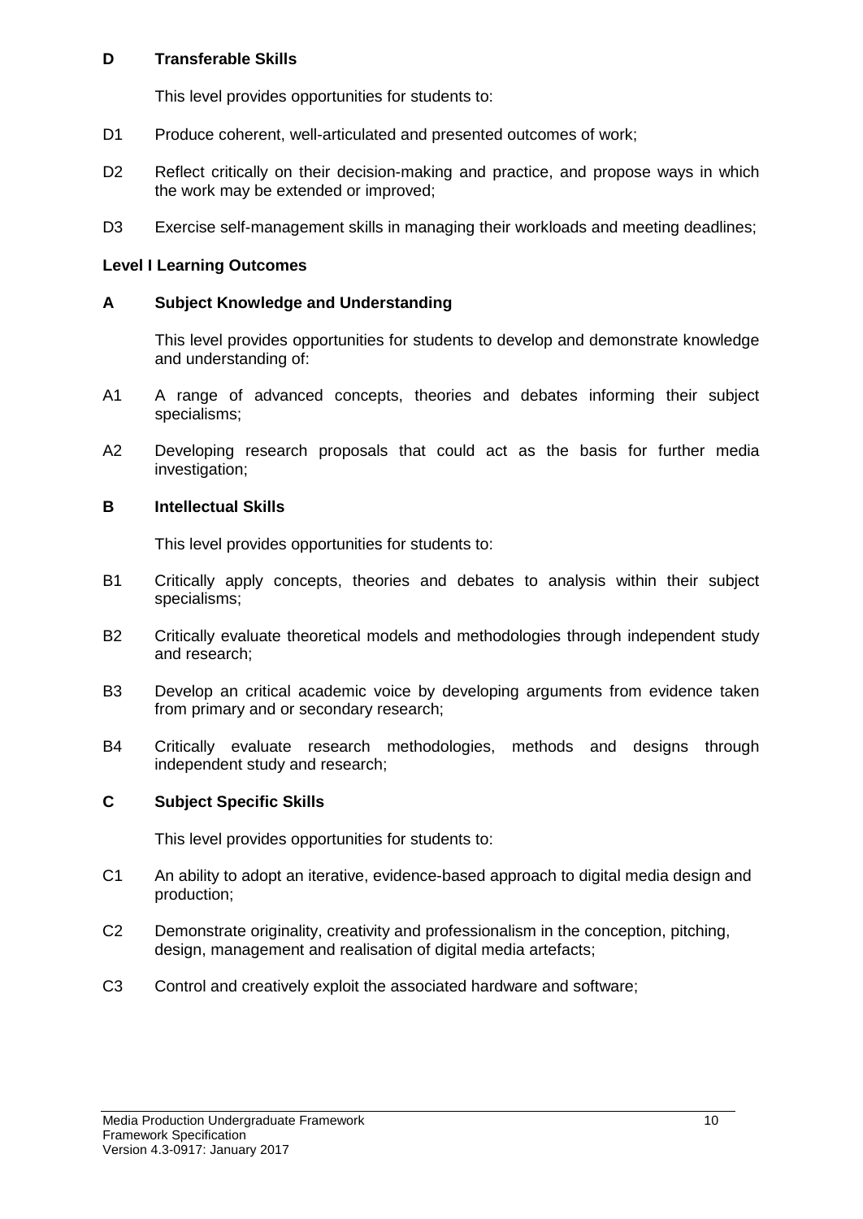**D Transferable Skills**

This level provides opportunities for students to:

D1 Produce coherent, well-articulated and presented outcomes of work;

D2 Reflect critically on their decision-making and practice, and propose ways in which the work may be extended or improved;

D3 Exercise self-management skills in managing their workloads and meeting deadlines;

**Level I Learning Outcomes**

**A Subject Knowledge and Understanding**

This level provides opportunities for students to develop and demonstrate knowledge and understanding of:

A1 A range of advanced concepts, theories and debates informing their subject specialisms;

A2 Developing research proposals that could act as the basis for further media investigation;

**B Intellectual Skills**

This level provides opportunities for students to:

B1 Critically apply concepts, theories and debates to analysis within their subject specialisms;

B2 Critically evaluate theoretical models and methodologies through independent study and research;

B3 Develop an critical academic voice by developing arguments from evidence taken from primary and or secondary research;

B4 Critically evaluate research methodologies, methods and designs through independent study and research;

**C Subject Specific Skills**

This level provides opportunities for students to:

C1 An ability to adopt an iterative, evidence-based approach to digital media design and production;

C2 Demonstrate originality, creativity and professionalism in the conception, pitching, design, management and realisation of digital media artefacts;

C3 Control and creatively exploit the associated hardware and software;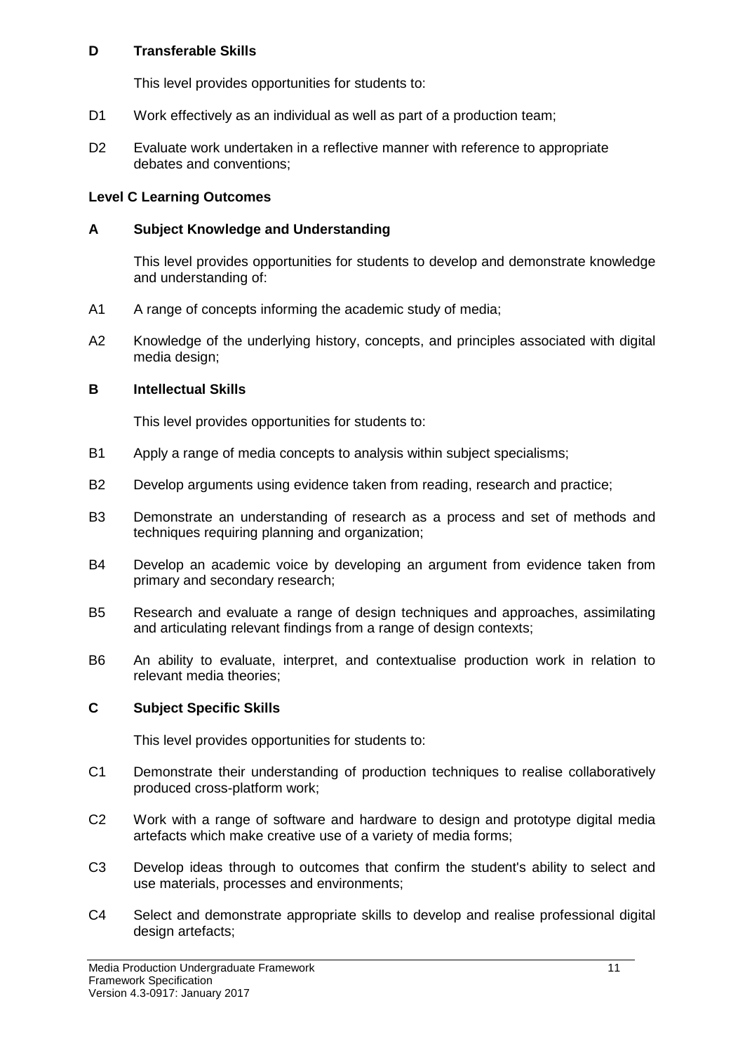### D Transferable Skills

This level provides opportunities for students to:

- D1 Work effectively as an individual as well as part of a production team;
- D2 Evaluate work undertaken in a reflective manner with reference to appropriate debates and conventions;

## Level C Learning Outcomes

### A Subject Knowledge and Understanding

This level provides opportunities for students to develop and demonstrate knowledge and understanding of:

- A1 A range of concepts informing the academic study of media;
- A2 Knowledge of the underlying history, concepts, and principles associated with digital media design;

### B Intellectual Skills

This level provides opportunities for students to:

- B1 Apply a range of media concepts to analysis within subject specialisms;
- B2 Develop arguments using evidence taken from reading, research and practice;
- B3 Demonstrate an understanding of research as a process and set of methods and techniques requiring planning and organization;
- B4 Develop an academic voice by developing an argument from evidence taken from primary and secondary research;
- B5 Research and evaluate a range of design techniques and approaches, assimilating and articulating relevant findings from a range of design contexts;
- B6 An ability to evaluate, interpret, and contextualise production work in relation to relevant media theories;

### C Subject Specific Skills

This level provides opportunities for students to:

- C1 Demonstrate their understanding of production techniques to realise collaboratively produced cross-platform work;
- C2 Work with a range of software and hardware to design and prototype digital media artefacts which make creative use of a variety of media forms;
- C3 Develop ideas through to outcomes that confirm the student's ability to select and use materials, processes and environments;
- C4 Select and demonstrate appropriate skills to develop and realise professional digital design artefacts;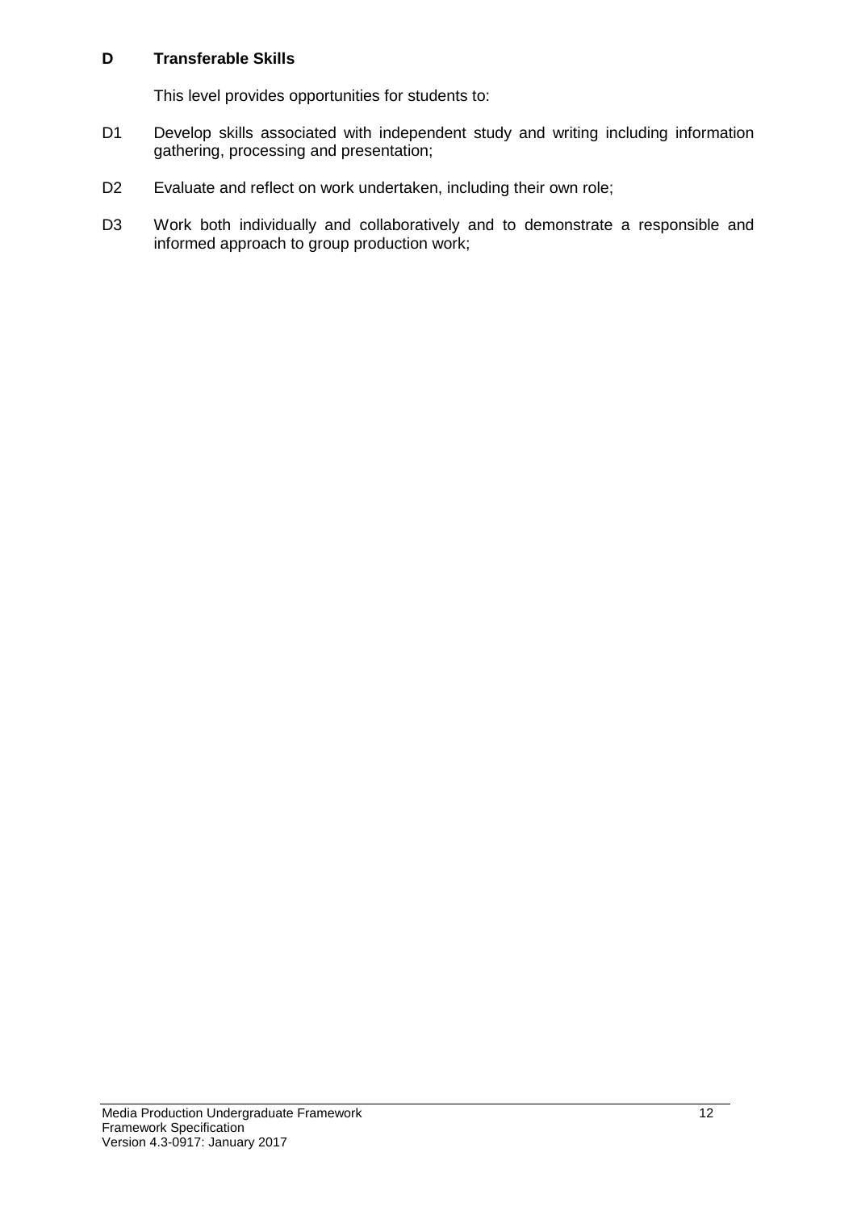## D Transferable Skills

This level provides opportunities for students to:

D1 Develop skills associated with independent study and writing including information gathering, processing and presentation;

D2 Evaluate and reflect on work undertaken, including their own role;

D3 Work both individually and collaboratively and to demonstrate a responsible and informed approach to group production work;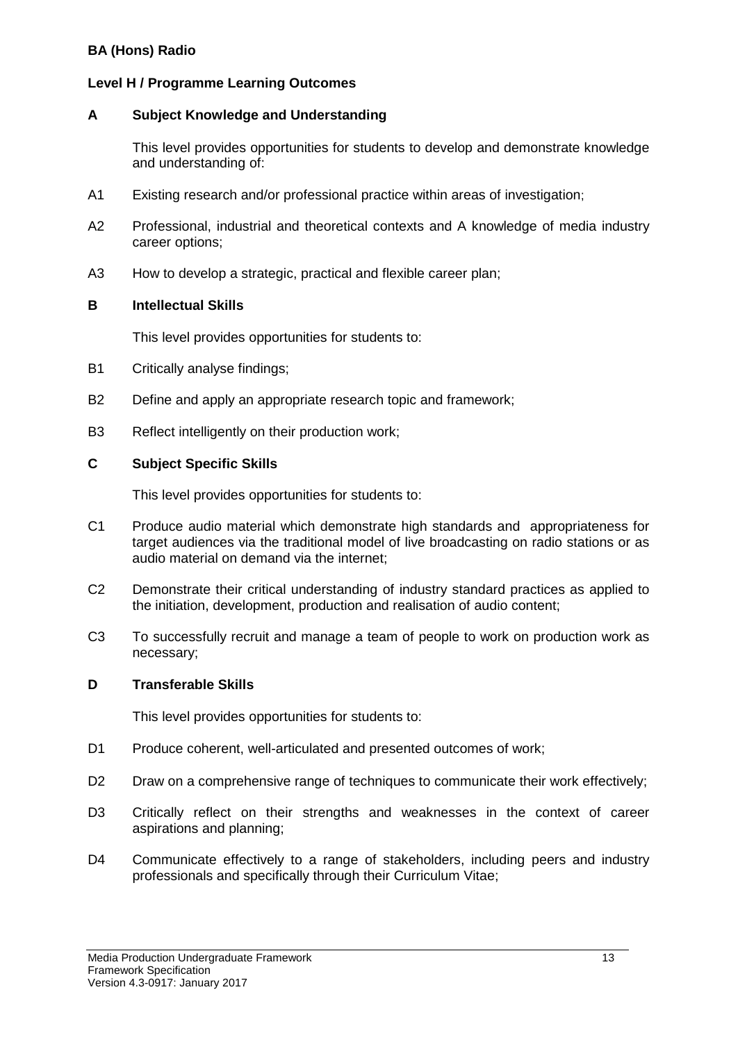**BA (Hons) Radio**

**Level H / Programme Learning Outcomes**

**A Subject Knowledge and Understanding**

This level provides opportunities for students to develop and demonstrate knowledge and understanding of:

A1 Existing research and/or professional practice within areas of investigation;

A2 Professional, industrial and theoretical contexts and A knowledge of media industry career options;

A3 How to develop a strategic, practical and flexible career plan;

**B Intellectual Skills**

This level provides opportunities for students to:

B1 Critically analyse findings;

B2 Define and apply an appropriate research topic and framework;

B3 Reflect intelligently on their production work;

**C Subject Specific Skills**

This level provides opportunities for students to:

C1 Produce audio material which demonstrate high standards and appropriateness for target audiences via the traditional model of live broadcasting on radio stations or as audio material on demand via the internet;

C2 Demonstrate their critical understanding of industry standard practices as applied to the initiation, development, production and realisation of audio content;

C3 To successfully recruit and manage a team of people to work on production work as necessary;

**D Transferable Skills**

This level provides opportunities for students to:

D1 Produce coherent, well-articulated and presented outcomes of work;

D2 Draw on a comprehensive range of techniques to communicate their work effectively;

D3 Critically reflect on their strengths and weaknesses in the context of career aspirations and planning;

D4 Communicate effectively to a range of stakeholders, including peers and industry professionals and specifically through their Curriculum Vitae;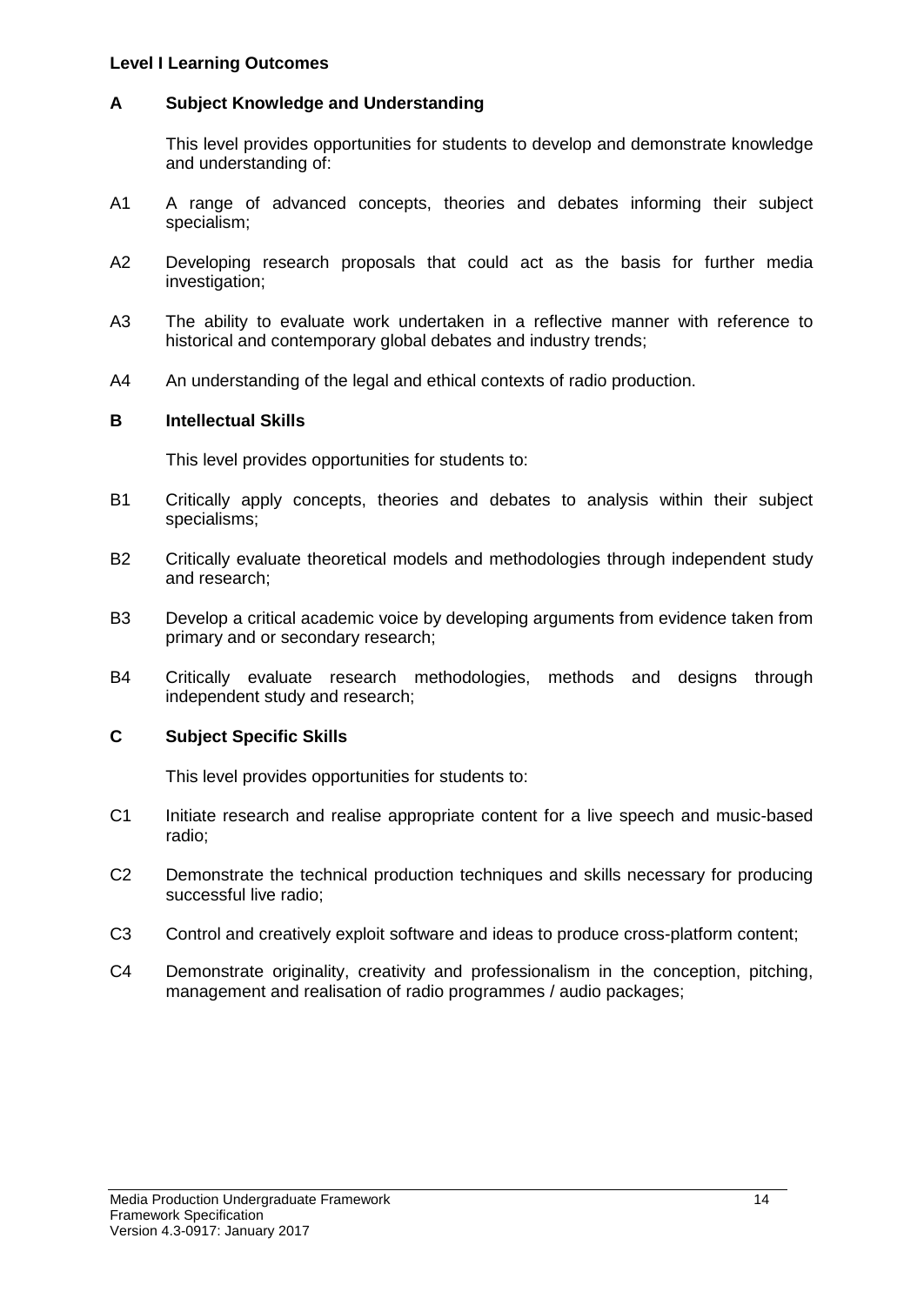**Level I Learning Outcomes**

**A Subject Knowledge and Understanding**

This level provides opportunities for students to develop and demonstrate knowledge and understanding of:

A1 A range of advanced concepts, theories and debates informing their subject specialism;

A2 Developing research proposals that could act as the basis for further media investigation;

A3 The ability to evaluate work undertaken in a reflective manner with reference to historical and contemporary global debates and industry trends;

A4 An understanding of the legal and ethical contexts of radio production.

**B Intellectual Skills**

This level provides opportunities for students to:

B1 Critically apply concepts, theories and debates to analysis within their subject specialisms;

B2 Critically evaluate theoretical models and methodologies through independent study and research;

B3 Develop a critical academic voice by developing arguments from evidence taken from primary and or secondary research;

B4 Critically evaluate research methodologies, methods and designs through independent study and research;

**C Subject Specific Skills**

This level provides opportunities for students to:

C1 Initiate research and realise appropriate content for a live speech and music-based radio;

C2 Demonstrate the technical production techniques and skills necessary for producing successful live radio;

C3 Control and creatively exploit software and ideas to produce cross-platform content;

C4 Demonstrate originality, creativity and professionalism in the conception, pitching, management and realisation of radio programmes / audio packages;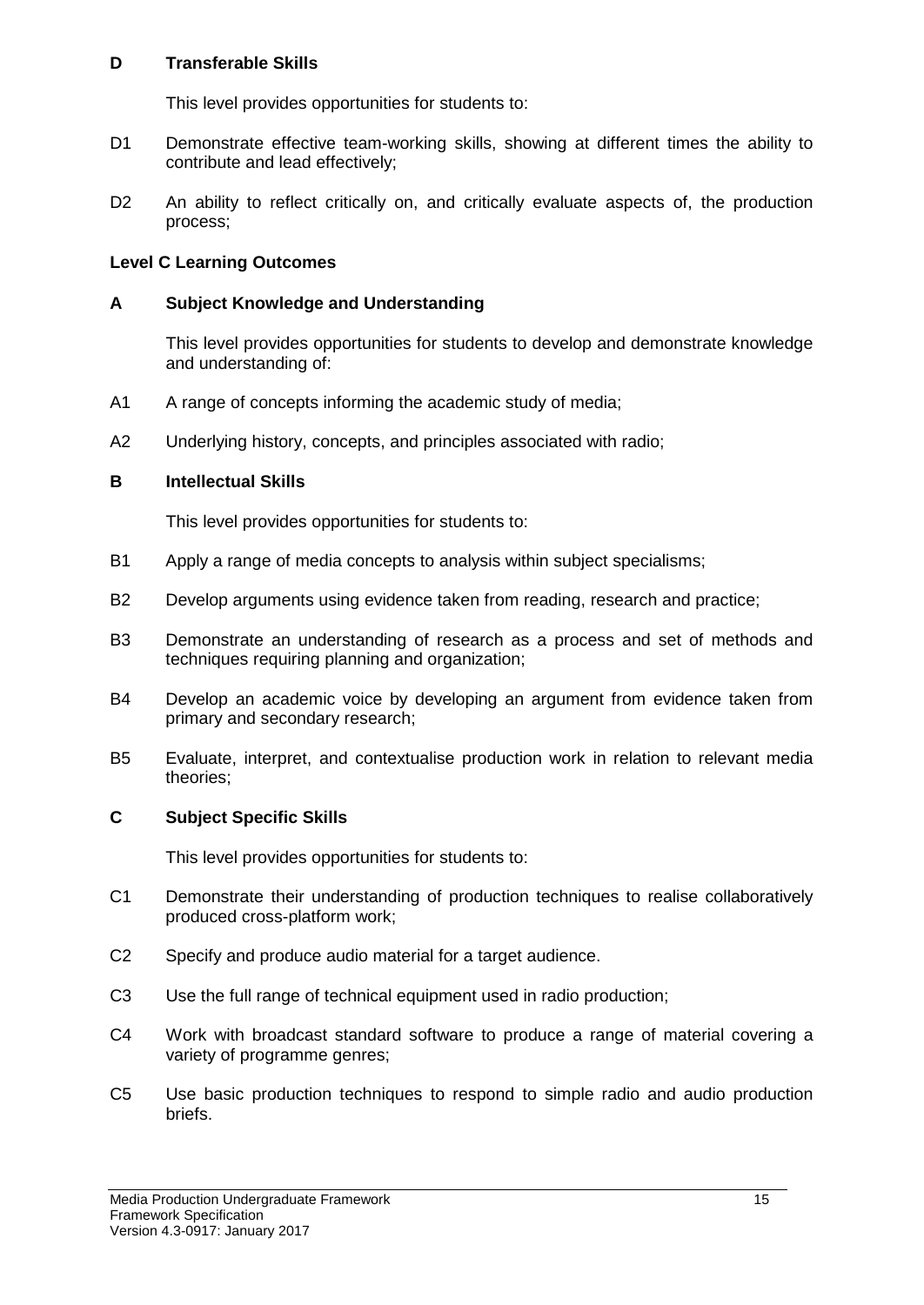**D Transferable Skills**

This level provides opportunities for students to:

D1 Demonstrate effective team-working skills, showing at different times the ability to contribute and lead effectively;

D2 An ability to reflect critically on, and critically evaluate aspects of, the production process;

**Level C Learning Outcomes**

**A Subject Knowledge and Understanding**

This level provides opportunities for students to develop and demonstrate knowledge and understanding of:

A1 A range of concepts informing the academic study of media;

A2 Underlying history, concepts, and principles associated with radio;

**B Intellectual Skills**

This level provides opportunities for students to:

B1 Apply a range of media concepts to analysis within subject specialisms;

B2 Develop arguments using evidence taken from reading, research and practice;

B3 Demonstrate an understanding of research as a process and set of methods and techniques requiring planning and organization;

B4 Develop an academic voice by developing an argument from evidence taken from primary and secondary research;

B5 Evaluate, interpret, and contextualise production work in relation to relevant media theories;

**C Subject Specific Skills**

This level provides opportunities for students to:

C1 Demonstrate their understanding of production techniques to realise collaboratively produced cross-platform work;

C2 Specify and produce audio material for a target audience.

C3 Use the full range of technical equipment used in radio production;

C4 Work with broadcast standard software to produce a range of material covering a variety of programme genres;

C5 Use basic production techniques to respond to simple radio and audio production briefs.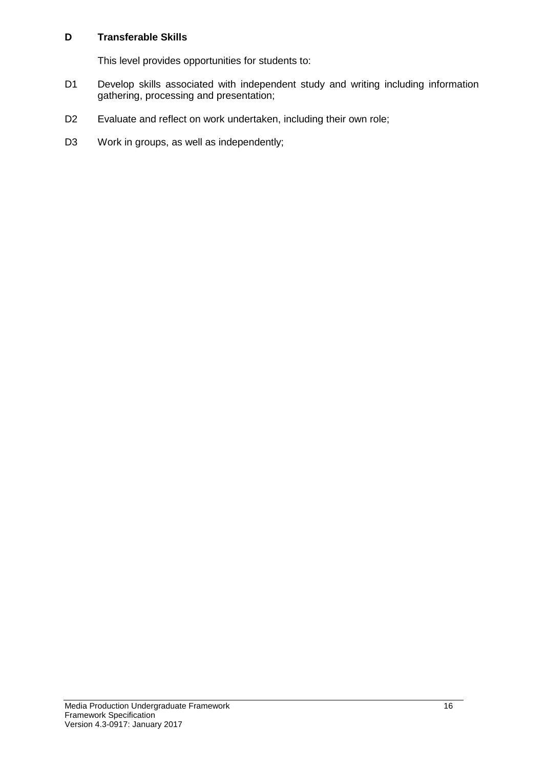**D Transferable Skills**

This level provides opportunities for students to:

D1 Develop skills associated with independent study and writing including information gathering, processing and presentation;

D2 Evaluate and reflect on work undertaken, including their own role;

D3 Work in groups, as well as independently;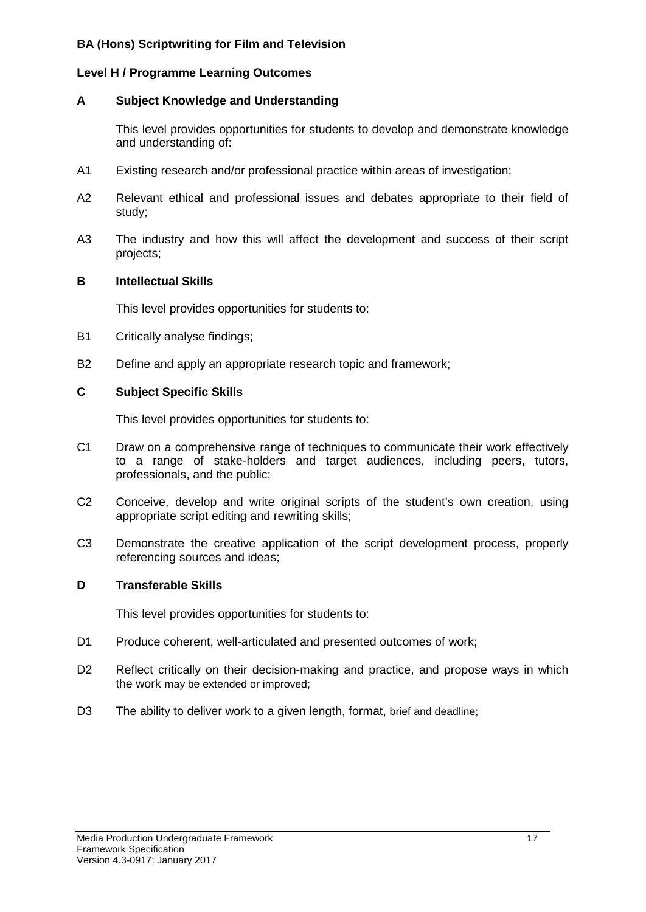**BA (Hons) Scriptwriting for Film and Television**

**Level H / Programme Learning Outcomes**

**A Subject Knowledge and Understanding**

This level provides opportunities for students to develop and demonstrate knowledge and understanding of:

A1 Existing research and/or professional practice within areas of investigation;

A2 Relevant ethical and professional issues and debates appropriate to their field of study;

A3 The industry and how this will affect the development and success of their script projects;

**B Intellectual Skills**

This level provides opportunities for students to:

B1 Critically analyse findings;

B2 Define and apply an appropriate research topic and framework;

**C Subject Specific Skills**

This level provides opportunities for students to:

C1 Draw on a comprehensive range of techniques to communicate their work effectively to a range of stake-holders and target audiences, including peers, tutors, professionals, and the public;

C2 Conceive, develop and write original scripts of the student's own creation, using appropriate script editing and rewriting skills;

C3 Demonstrate the creative application of the script development process, properly referencing sources and ideas;

**D Transferable Skills**

This level provides opportunities for students to:

D1 Produce coherent, well-articulated and presented outcomes of work;

D2 Reflect critically on their decision-making and practice, and propose ways in which the work may be extended or improved;

D3 The ability to deliver work to a given length, format, brief and deadline;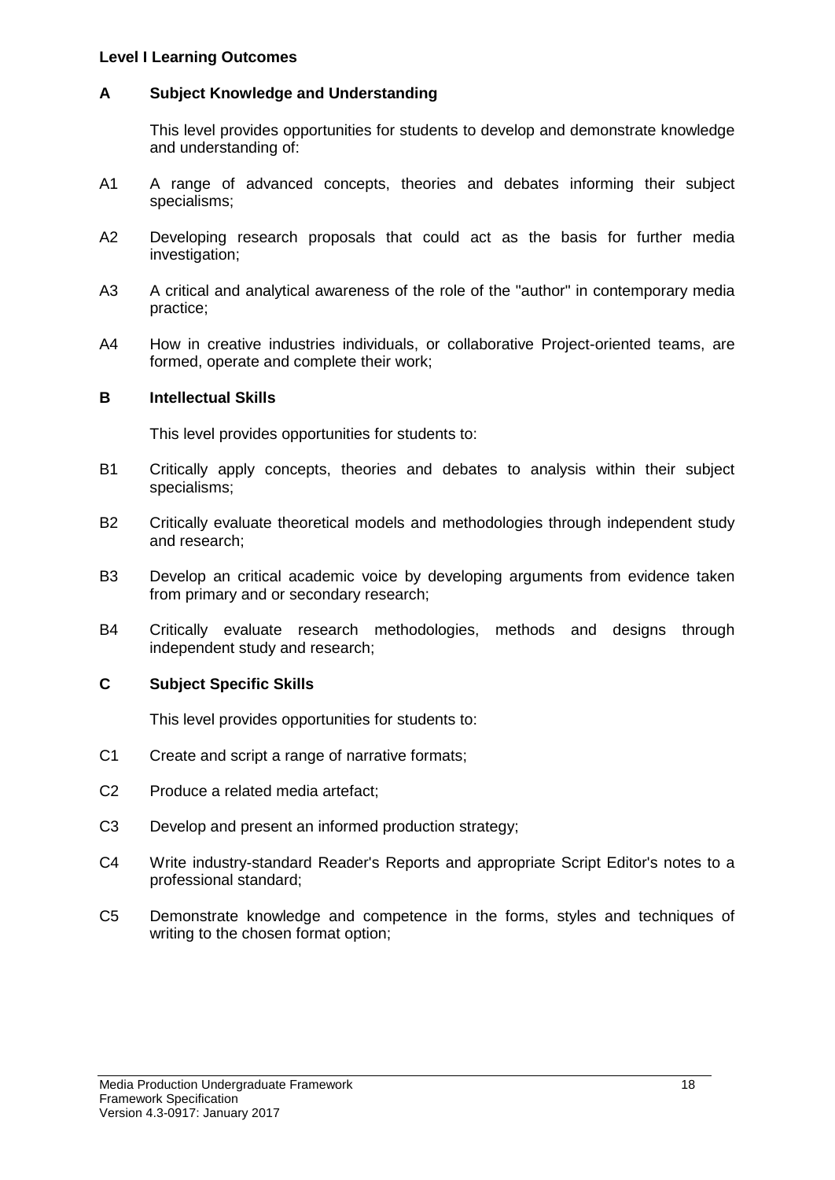**Level I Learning Outcomes**

## A Subject Knowledge and Understanding

This level provides opportunities for students to develop and demonstrate knowledge and understanding of:

A1 A range of advanced concepts, theories and debates informing their subject specialisms;

A2 Developing research proposals that could act as the basis for further media investigation;

A3 A critical and analytical awareness of the role of the "author" in contemporary media practice;

A4 How in creative industries individuals, or collaborative Project-oriented teams, are formed, operate and complete their work;

## B Intellectual Skills

This level provides opportunities for students to:

B1 Critically apply concepts, theories and debates to analysis within their subject specialisms;

B2 Critically evaluate theoretical models and methodologies through independent study and research;

B3 Develop an critical academic voice by developing arguments from evidence taken from primary and or secondary research;

B4 Critically evaluate research methodologies, methods and designs through independent study and research;

## C Subject Specific Skills

This level provides opportunities for students to:

C1 Create and script a range of narrative formats;

C2 Produce a related media artefact;

C3 Develop and present an informed production strategy;

C4 Write industry-standard Reader's Reports and appropriate Script Editor's notes to a professional standard;

C5 Demonstrate knowledge and competence in the forms, styles and techniques of writing to the chosen format option;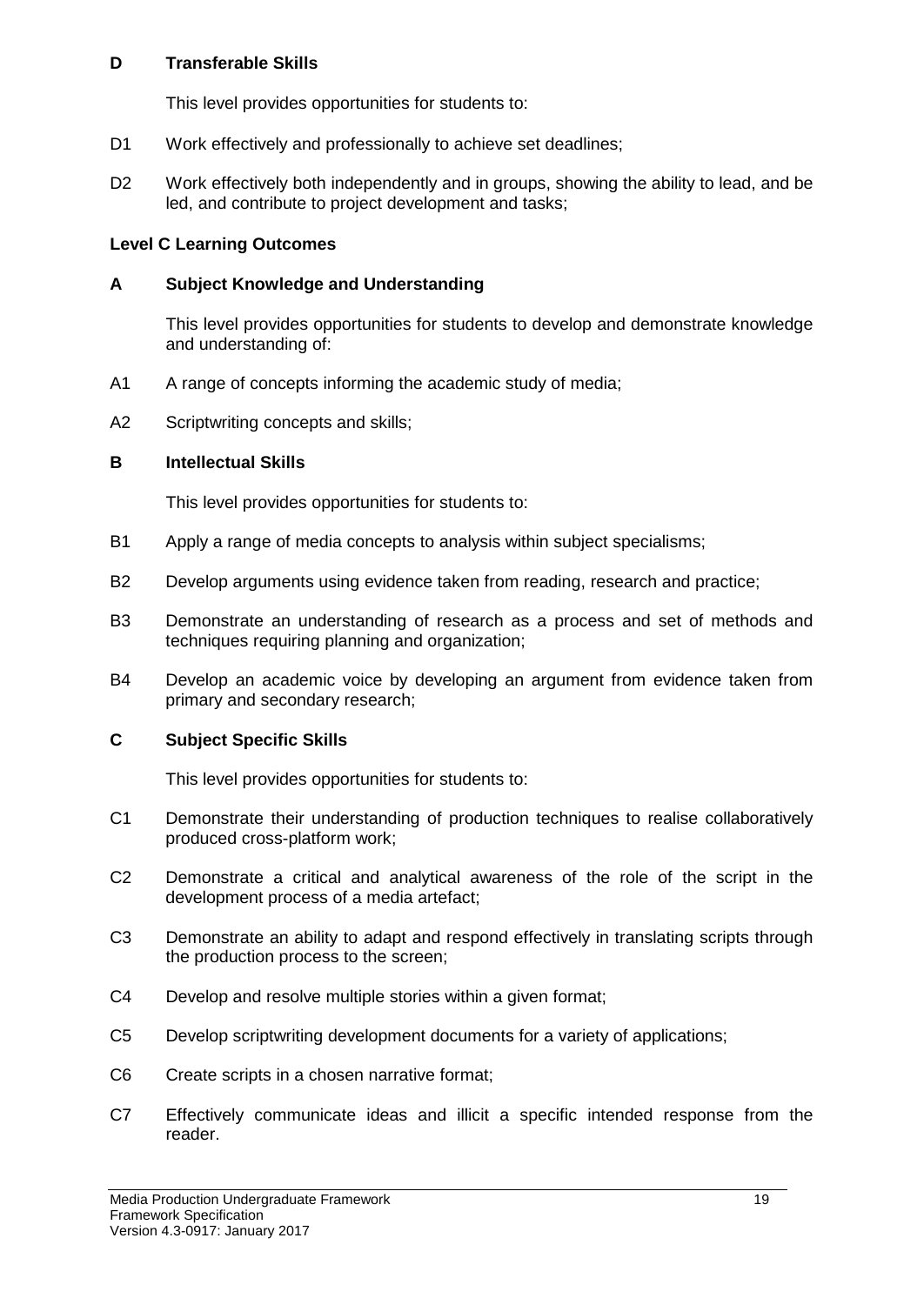### D Transferable Skills

This level provides opportunities for students to:

D1 Work effectively and professionally to achieve set deadlines;

D2 Work effectively both independently and in groups, showing the ability to lead, and be led, and contribute to project development and tasks;

**Level C Learning Outcomes**

### A Subject Knowledge and Understanding

This level provides opportunities for students to develop and demonstrate knowledge and understanding of:

A1 A range of concepts informing the academic study of media;

A2 Scriptwriting concepts and skills;

### B Intellectual Skills

This level provides opportunities for students to:

B1 Apply a range of media concepts to analysis within subject specialisms;

B2 Develop arguments using evidence taken from reading, research and practice;

B3 Demonstrate an understanding of research as a process and set of methods and techniques requiring planning and organization;

B4 Develop an academic voice by developing an argument from evidence taken from primary and secondary research;

### C Subject Specific Skills

This level provides opportunities for students to:

C1 Demonstrate their understanding of production techniques to realise collaboratively produced cross-platform work;

C2 Demonstrate a critical and analytical awareness of the role of the script in the development process of a media artefact;

C3 Demonstrate an ability to adapt and respond effectively in translating scripts through the production process to the screen;

C4 Develop and resolve multiple stories within a given format;

C5 Develop scriptwriting development documents for a variety of applications;

C6 Create scripts in a chosen narrative format;

C7 Effectively communicate ideas and illicit a specific intended response from the reader.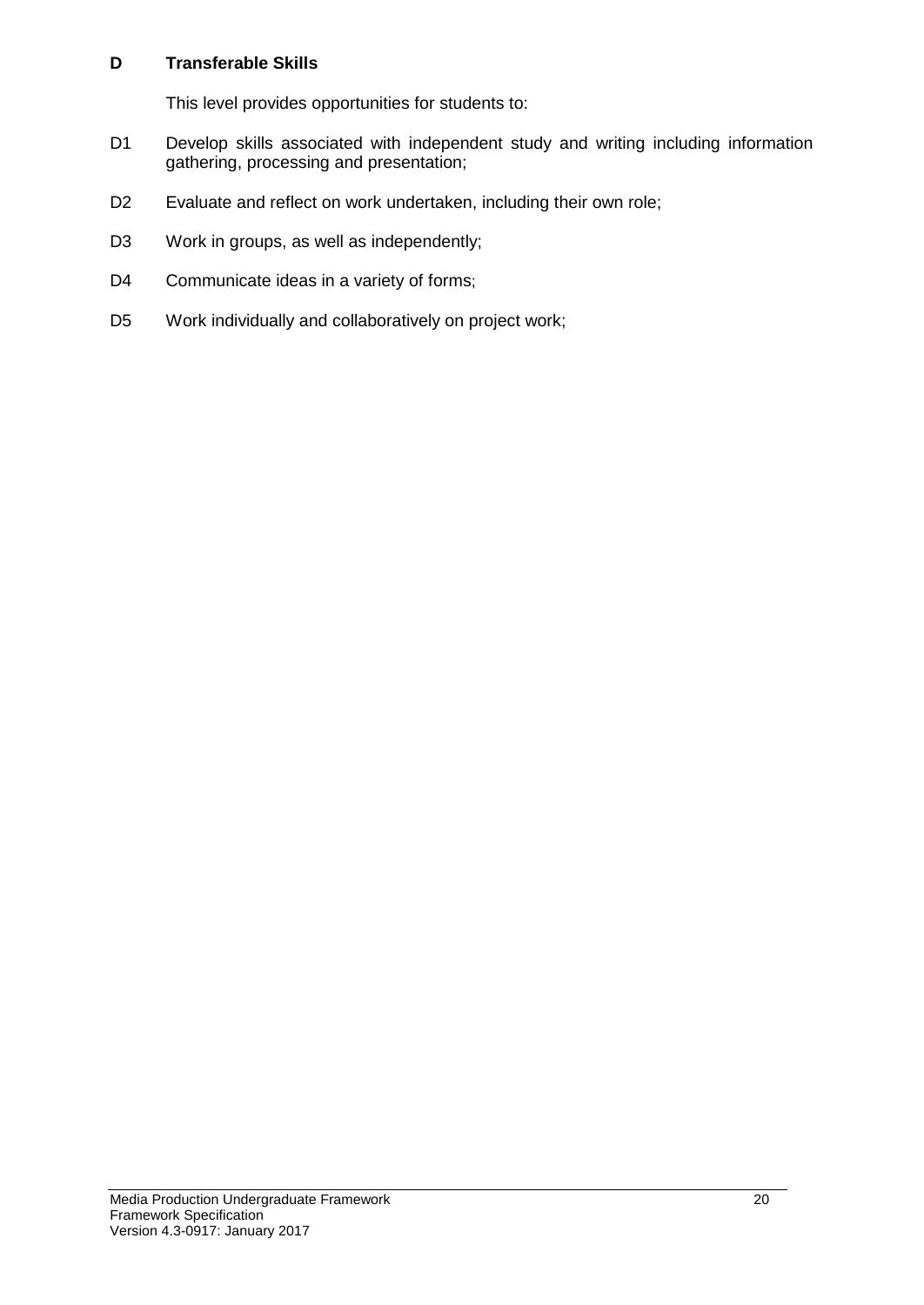**D Transferable Skills**

This level provides opportunities for students to:

D1 Develop skills associated with independent study and writing including information gathering, processing and presentation;

D2 Evaluate and reflect on work undertaken, including their own role;

D3 Work in groups, as well as independently;

D4 Communicate ideas in a variety of forms;

D5 Work individually and collaboratively on project work;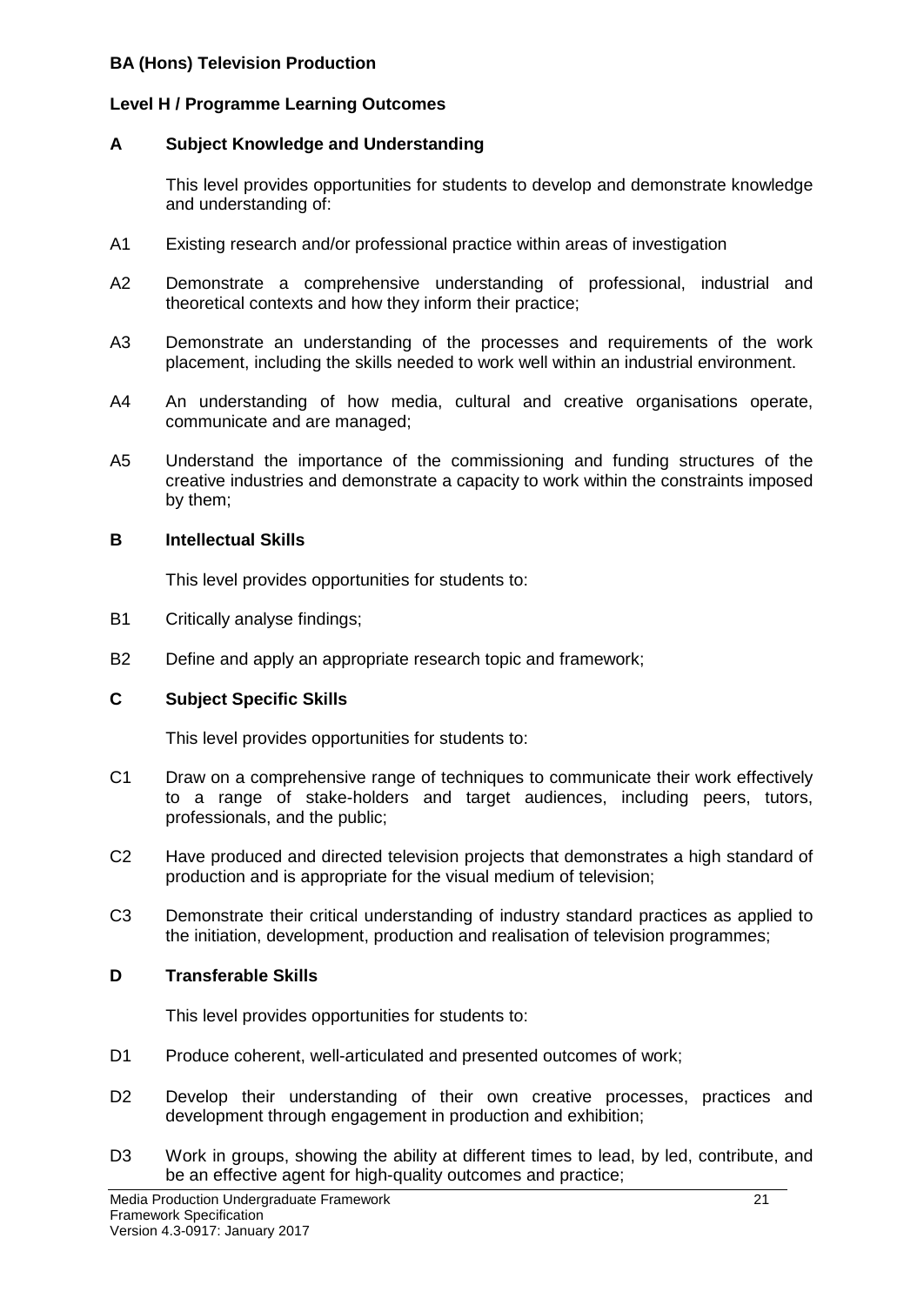**BA (Hons) Television Production**

**Level H / Programme Learning Outcomes**

**A Subject Knowledge and Understanding**

This level provides opportunities for students to develop and demonstrate knowledge and understanding of:

A1 Existing research and/or professional practice within areas of investigation

A2 Demonstrate a comprehensive understanding of professional, industrial and theoretical contexts and how they inform their practice;

A3 Demonstrate an understanding of the processes and requirements of the work placement, including the skills needed to work well within an industrial environment.

A4 An understanding of how media, cultural and creative organisations operate, communicate and are managed;

A5 Understand the importance of the commissioning and funding structures of the creative industries and demonstrate a capacity to work within the constraints imposed by them;

**B Intellectual Skills**

This level provides opportunities for students to:

B1 Critically analyse findings;

B2 Define and apply an appropriate research topic and framework;

**C Subject Specific Skills**

This level provides opportunities for students to:

C1 Draw on a comprehensive range of techniques to communicate their work effectively to a range of stake-holders and target audiences, including peers, tutors, professionals, and the public;

C2 Have produced and directed television projects that demonstrates a high standard of production and is appropriate for the visual medium of television;

C3 Demonstrate their critical understanding of industry standard practices as applied to the initiation, development, production and realisation of television programmes;

**D Transferable Skills**

This level provides opportunities for students to:

D1 Produce coherent, well-articulated and presented outcomes of work;

D2 Develop their understanding of their own creative processes, practices and development through engagement in production and exhibition;

D3 Work in groups, showing the ability at different times to lead, by led, contribute, and be an effective agent for high-quality outcomes and practice;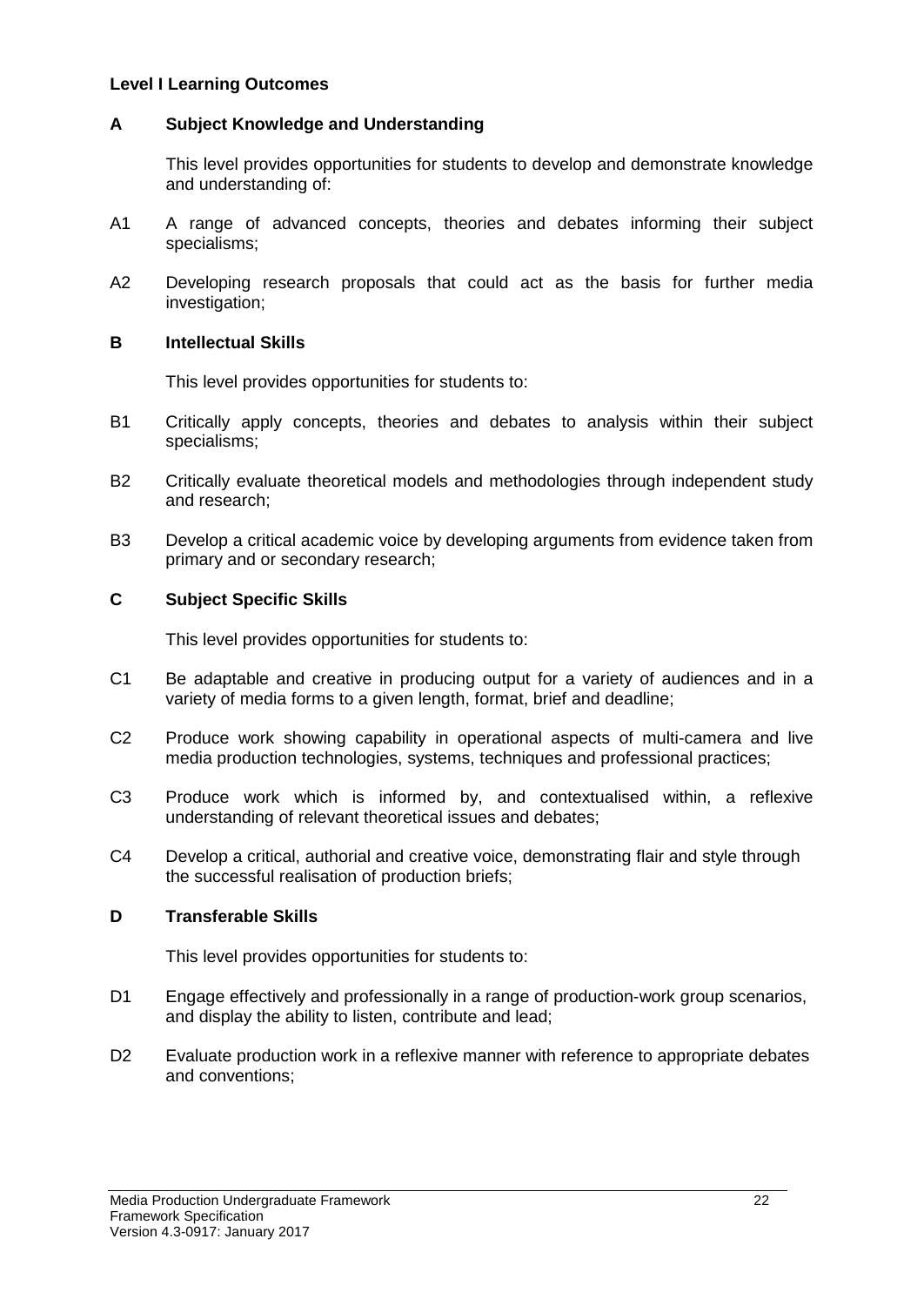**Level I Learning Outcomes**

**A Subject Knowledge and Understanding**

This level provides opportunities for students to develop and demonstrate knowledge and understanding of:

A1 A range of advanced concepts, theories and debates informing their subject specialisms;

A2 Developing research proposals that could act as the basis for further media investigation;

**B Intellectual Skills**

This level provides opportunities for students to:

B1 Critically apply concepts, theories and debates to analysis within their subject specialisms;

B2 Critically evaluate theoretical models and methodologies through independent study and research;

B3 Develop a critical academic voice by developing arguments from evidence taken from primary and or secondary research;

**C Subject Specific Skills**

This level provides opportunities for students to:

C1 Be adaptable and creative in producing output for a variety of audiences and in a variety of media forms to a given length, format, brief and deadline;

C2 Produce work showing capability in operational aspects of multi-camera and live media production technologies, systems, techniques and professional practices;

C3 Produce work which is informed by, and contextualised within, a reflexive understanding of relevant theoretical issues and debates;

C4 Develop a critical, authorial and creative voice, demonstrating flair and style through the successful realisation of production briefs;

**D Transferable Skills**

This level provides opportunities for students to:

D1 Engage effectively and professionally in a range of production-work group scenarios, and display the ability to listen, contribute and lead;

D2 Evaluate production work in a reflexive manner with reference to appropriate debates and conventions;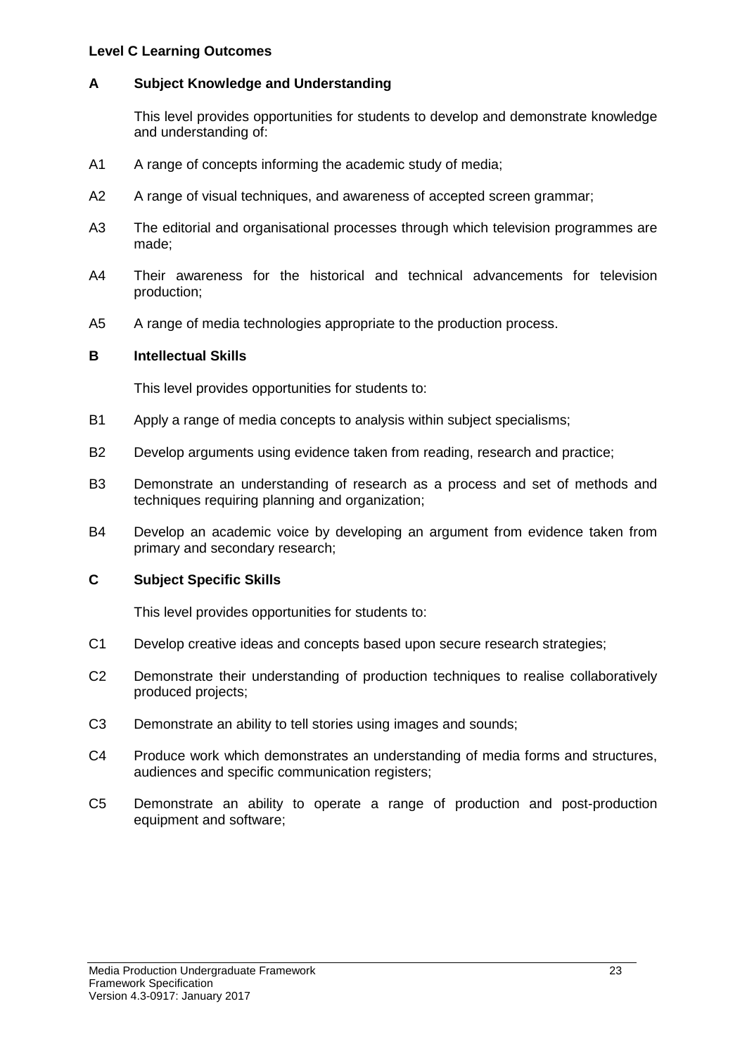**Level C Learning Outcomes**

**A Subject Knowledge and Understanding**

This level provides opportunities for students to develop and demonstrate knowledge and understanding of:

A1 A range of concepts informing the academic study of media;

A2 A range of visual techniques, and awareness of accepted screen grammar;

A3 The editorial and organisational processes through which television programmes are made;

A4 Their awareness for the historical and technical advancements for television production;

A5 A range of media technologies appropriate to the production process.

**B Intellectual Skills**

This level provides opportunities for students to:

B1 Apply a range of media concepts to analysis within subject specialisms;

B2 Develop arguments using evidence taken from reading, research and practice;

B3 Demonstrate an understanding of research as a process and set of methods and techniques requiring planning and organization;

B4 Develop an academic voice by developing an argument from evidence taken from primary and secondary research;

**C Subject Specific Skills**

This level provides opportunities for students to:

C1 Develop creative ideas and concepts based upon secure research strategies;

C2 Demonstrate their understanding of production techniques to realise collaboratively produced projects;

C3 Demonstrate an ability to tell stories using images and sounds;

C4 Produce work which demonstrates an understanding of media forms and structures, audiences and specific communication registers;

C5 Demonstrate an ability to operate a range of production and post-production equipment and software;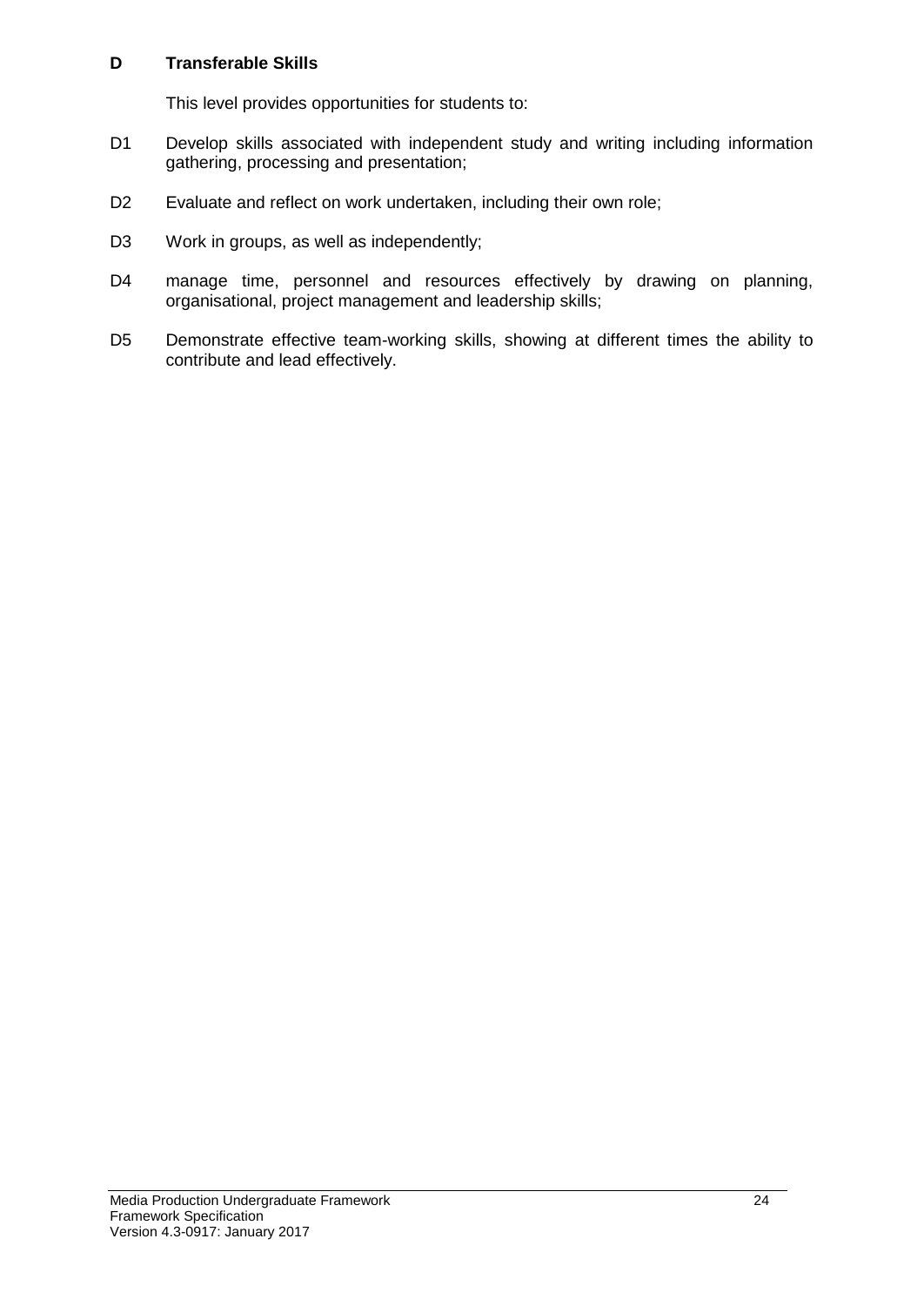**D Transferable Skills**

This level provides opportunities for students to:

D1 Develop skills associated with independent study and writing including information gathering, processing and presentation;

D2 Evaluate and reflect on work undertaken, including their own role;

D3 Work in groups, as well as independently;

D4 manage time, personnel and resources effectively by drawing on planning, organisational, project management and leadership skills;

D5 Demonstrate effective team-working skills, showing at different times the ability to contribute and lead effectively.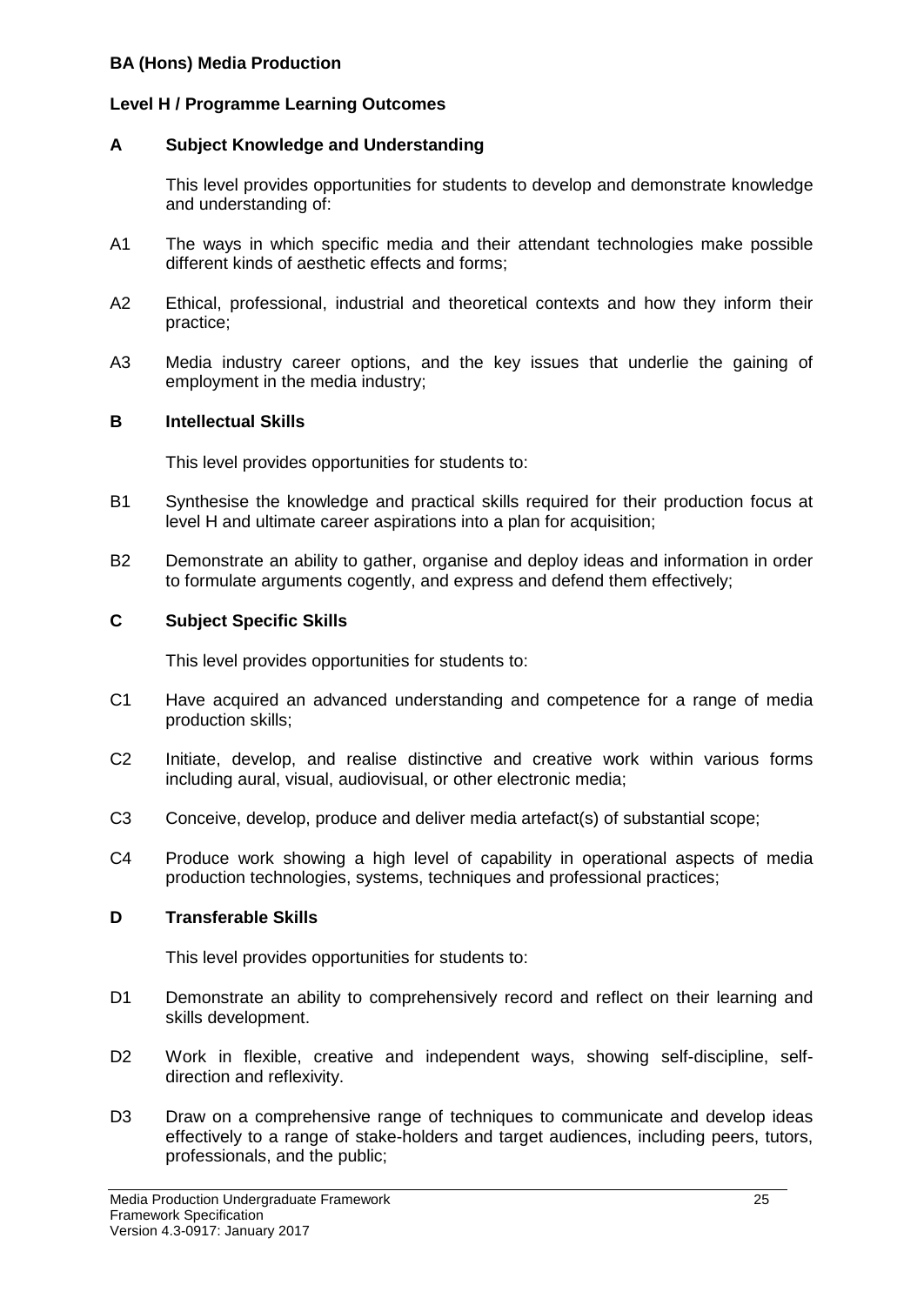**BA (Hons) Media Production**

**Level H / Programme Learning Outcomes**

**A Subject Knowledge and Understanding**

This level provides opportunities for students to develop and demonstrate knowledge and understanding of:

A1 The ways in which specific media and their attendant technologies make possible different kinds of aesthetic effects and forms;

A2 Ethical, professional, industrial and theoretical contexts and how they inform their practice;

A3 Media industry career options, and the key issues that underlie the gaining of employment in the media industry;

**B Intellectual Skills**

This level provides opportunities for students to:

B1 Synthesise the knowledge and practical skills required for their production focus at level H and ultimate career aspirations into a plan for acquisition;

B2 Demonstrate an ability to gather, organise and deploy ideas and information in order to formulate arguments cogently, and express and defend them effectively;

**C Subject Specific Skills**

This level provides opportunities for students to:

C1 Have acquired an advanced understanding and competence for a range of media production skills;

C2 Initiate, develop, and realise distinctive and creative work within various forms including aural, visual, audiovisual, or other electronic media;

C3 Conceive, develop, produce and deliver media artefact(s) of substantial scope;

C4 Produce work showing a high level of capability in operational aspects of media production technologies, systems, techniques and professional practices;

**D Transferable Skills**

This level provides opportunities for students to:

D1 Demonstrate an ability to comprehensively record and reflect on their learning and skills development.

D2 Work in flexible, creative and independent ways, showing self-discipline, self-direction and reflexivity.

D3 Draw on a comprehensive range of techniques to communicate and develop ideas effectively to a range of stake-holders and target audiences, including peers, tutors, professionals, and the public;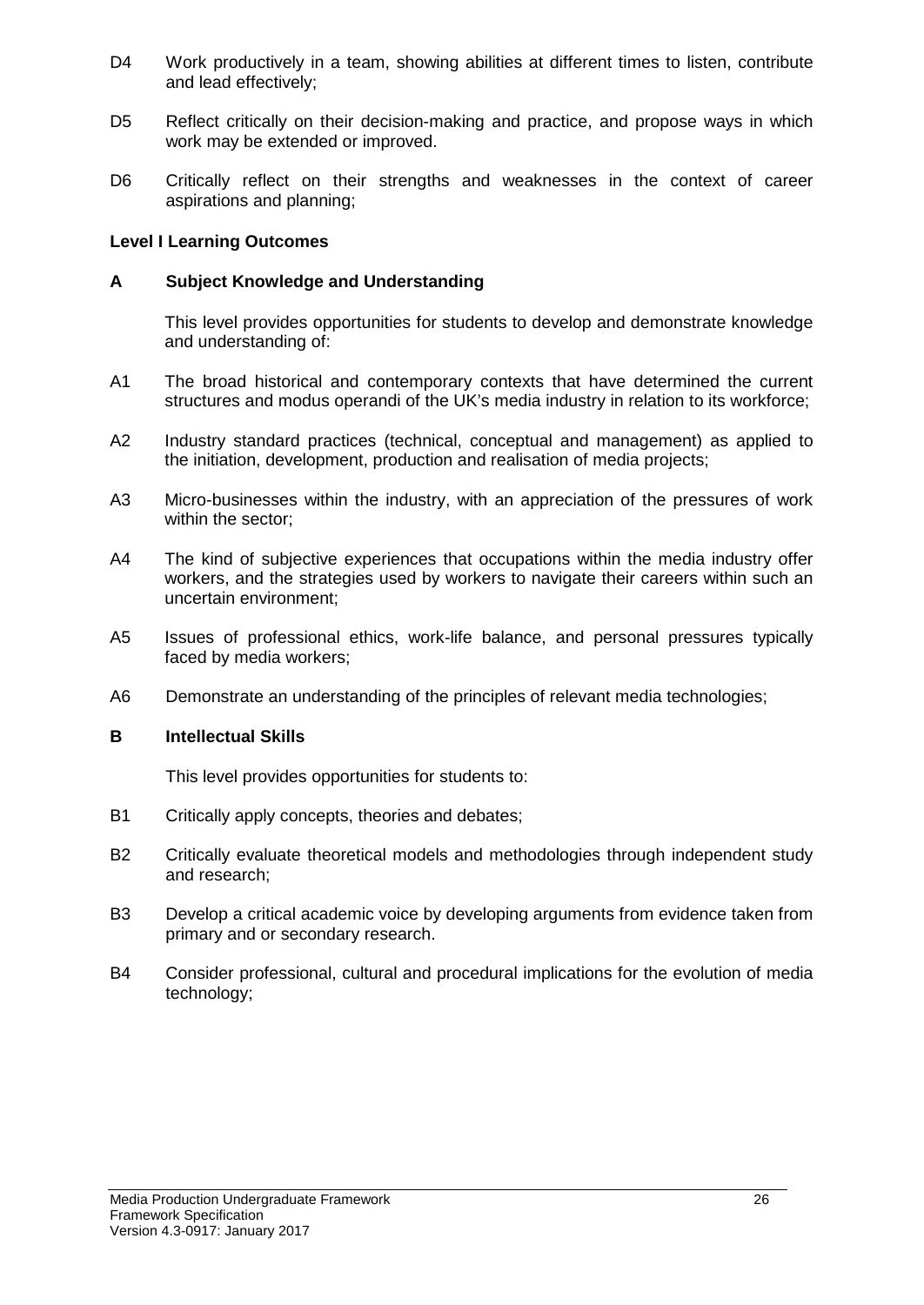D4 Work productively in a team, showing abilities at different times to listen, contribute and lead effectively;

D5 Reflect critically on their decision-making and practice, and propose ways in which work may be extended or improved.

D6 Critically reflect on their strengths and weaknesses in the context of career aspirations and planning;

**Level I Learning Outcomes**

**A Subject Knowledge and Understanding**

This level provides opportunities for students to develop and demonstrate knowledge and understanding of:

A1 The broad historical and contemporary contexts that have determined the current structures and modus operandi of the UK's media industry in relation to its workforce;

A2 Industry standard practices (technical, conceptual and management) as applied to the initiation, development, production and realisation of media projects;

A3 Micro-businesses within the industry, with an appreciation of the pressures of work within the sector;

A4 The kind of subjective experiences that occupations within the media industry offer workers, and the strategies used by workers to navigate their careers within such an uncertain environment;

A5 Issues of professional ethics, work-life balance, and personal pressures typically faced by media workers;

A6 Demonstrate an understanding of the principles of relevant media technologies;

**B Intellectual Skills**

This level provides opportunities for students to:

B1 Critically apply concepts, theories and debates;

B2 Critically evaluate theoretical models and methodologies through independent study and research;

B3 Develop a critical academic voice by developing arguments from evidence taken from primary and or secondary research.

B4 Consider professional, cultural and procedural implications for the evolution of media technology;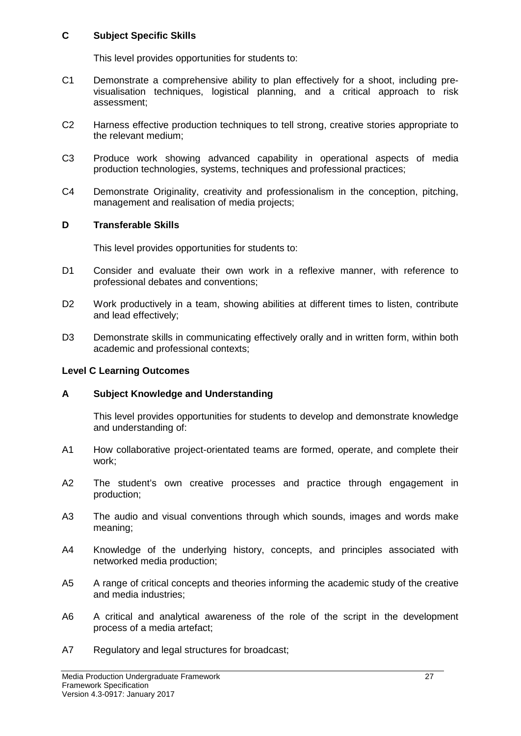### C Subject Specific Skills

This level provides opportunities for students to:

C1 Demonstrate a comprehensive ability to plan effectively for a shoot, including pre-visualisation techniques, logistical planning, and a critical approach to risk assessment;

C2 Harness effective production techniques to tell strong, creative stories appropriate to the relevant medium;

C3 Produce work showing advanced capability in operational aspects of media production technologies, systems, techniques and professional practices;

C4 Demonstrate Originality, creativity and professionalism in the conception, pitching, management and realisation of media projects;

### D Transferable Skills

This level provides opportunities for students to:

D1 Consider and evaluate their own work in a reflexive manner, with reference to professional debates and conventions;

D2 Work productively in a team, showing abilities at different times to listen, contribute and lead effectively;

D3 Demonstrate skills in communicating effectively orally and in written form, within both academic and professional contexts;

## Level C Learning Outcomes

### A Subject Knowledge and Understanding

This level provides opportunities for students to develop and demonstrate knowledge and understanding of:

A1 How collaborative project-orientated teams are formed, operate, and complete their work;

A2 The student's own creative processes and practice through engagement in production;

A3 The audio and visual conventions through which sounds, images and words make meaning;

A4 Knowledge of the underlying history, concepts, and principles associated with networked media production;

A5 A range of critical concepts and theories informing the academic study of the creative and media industries;

A6 A critical and analytical awareness of the role of the script in the development process of a media artefact;

A7 Regulatory and legal structures for broadcast;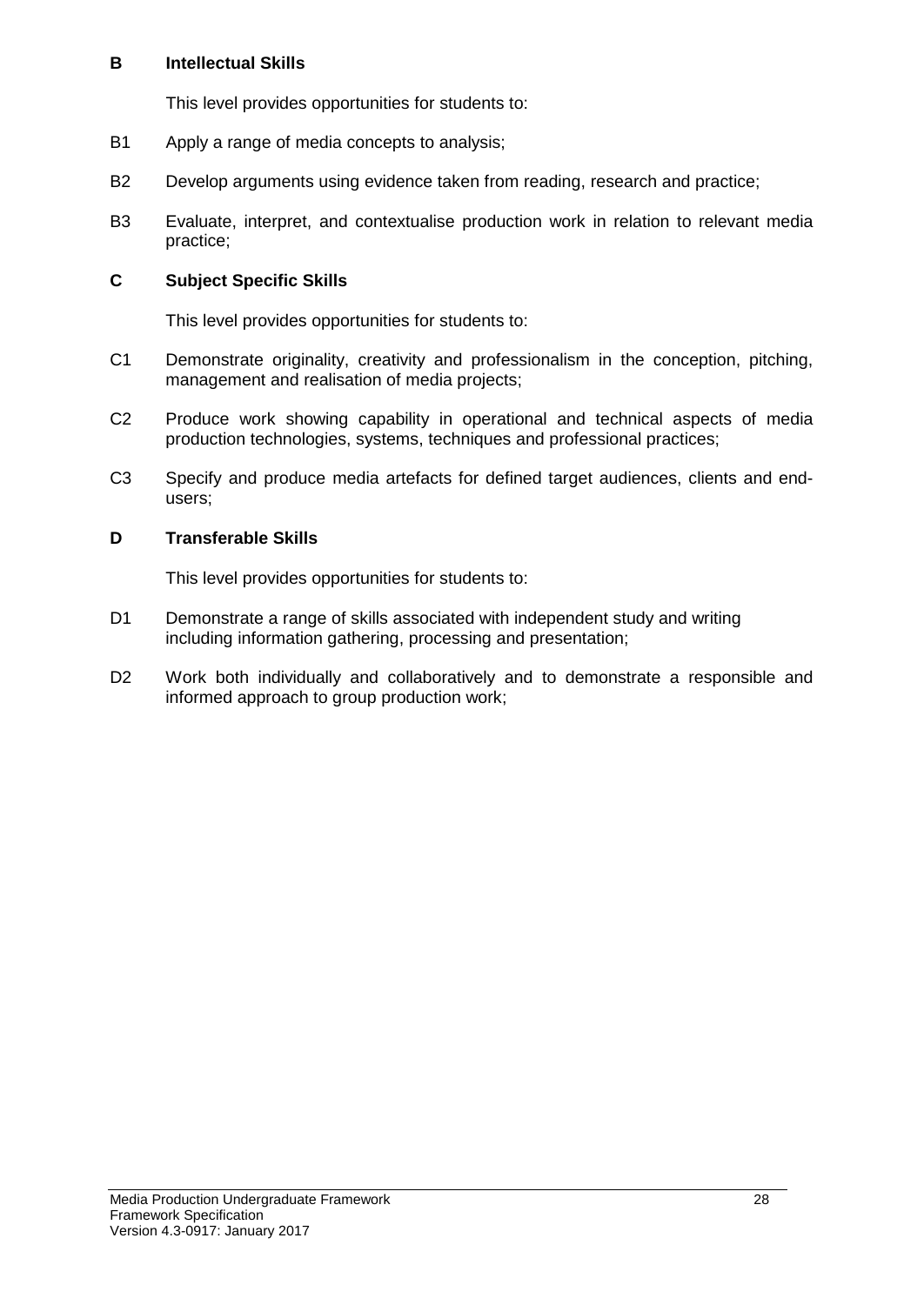### B Intellectual Skills

This level provides opportunities for students to:

- B1 Apply a range of media concepts to analysis;
- B2 Develop arguments using evidence taken from reading, research and practice;
- B3 Evaluate, interpret, and contextualise production work in relation to relevant media practice;

### C Subject Specific Skills

This level provides opportunities for students to:

- C1 Demonstrate originality, creativity and professionalism in the conception, pitching, management and realisation of media projects;
- C2 Produce work showing capability in operational and technical aspects of media production technologies, systems, techniques and professional practices;
- C3 Specify and produce media artefacts for defined target audiences, clients and end-users;

### D Transferable Skills

This level provides opportunities for students to:

- D1 Demonstrate a range of skills associated with independent study and writing including information gathering, processing and presentation;
- D2 Work both individually and collaboratively and to demonstrate a responsible and informed approach to group production work;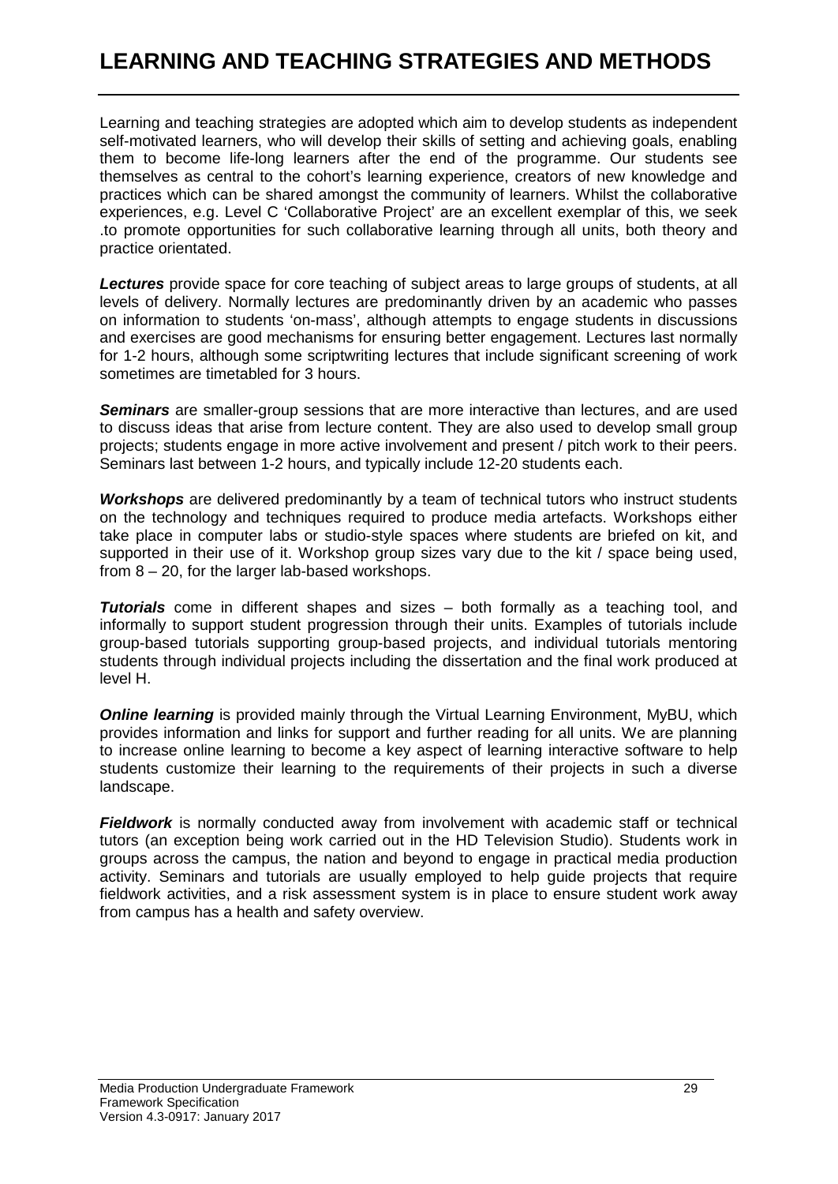# LEARNING AND TEACHING STRATEGIES AND METHODS

Learning and teaching strategies are adopted which aim to develop students as independent self-motivated learners, who will develop their skills of setting and achieving goals, enabling them to become life-long learners after the end of the programme. Our students see themselves as central to the cohort's learning experience, creators of new knowledge and practices which can be shared amongst the community of learners. Whilst the collaborative experiences, e.g. Level C 'Collaborative Project' are an excellent exemplar of this, we seek .to promote opportunities for such collaborative learning through all units, both theory and practice orientated.

***Lectures*** provide space for core teaching of subject areas to large groups of students, at all levels of delivery. Normally lectures are predominantly driven by an academic who passes on information to students 'on-mass', although attempts to engage students in discussions and exercises are good mechanisms for ensuring better engagement. Lectures last normally for 1-2 hours, although some scriptwriting lectures that include significant screening of work sometimes are timetabled for 3 hours.

***Seminars*** are smaller-group sessions that are more interactive than lectures, and are used to discuss ideas that arise from lecture content. They are also used to develop small group projects; students engage in more active involvement and present / pitch work to their peers. Seminars last between 1-2 hours, and typically include 12-20 students each.

***Workshops*** are delivered predominantly by a team of technical tutors who instruct students on the technology and techniques required to produce media artefacts. Workshops either take place in computer labs or studio-style spaces where students are briefed on kit, and supported in their use of it. Workshop group sizes vary due to the kit / space being used, from 8 – 20, for the larger lab-based workshops.

***Tutorials*** come in different shapes and sizes – both formally as a teaching tool, and informally to support student progression through their units. Examples of tutorials include group-based tutorials supporting group-based projects, and individual tutorials mentoring students through individual projects including the dissertation and the final work produced at level H.

***Online learning*** is provided mainly through the Virtual Learning Environment, MyBU, which provides information and links for support and further reading for all units. We are planning to increase online learning to become a key aspect of learning interactive software to help students customize their learning to the requirements of their projects in such a diverse landscape.

***Fieldwork*** is normally conducted away from involvement with academic staff or technical tutors (an exception being work carried out in the HD Television Studio). Students work in groups across the campus, the nation and beyond to engage in practical media production activity. Seminars and tutorials are usually employed to help guide projects that require fieldwork activities, and a risk assessment system is in place to ensure student work away from campus has a health and safety overview.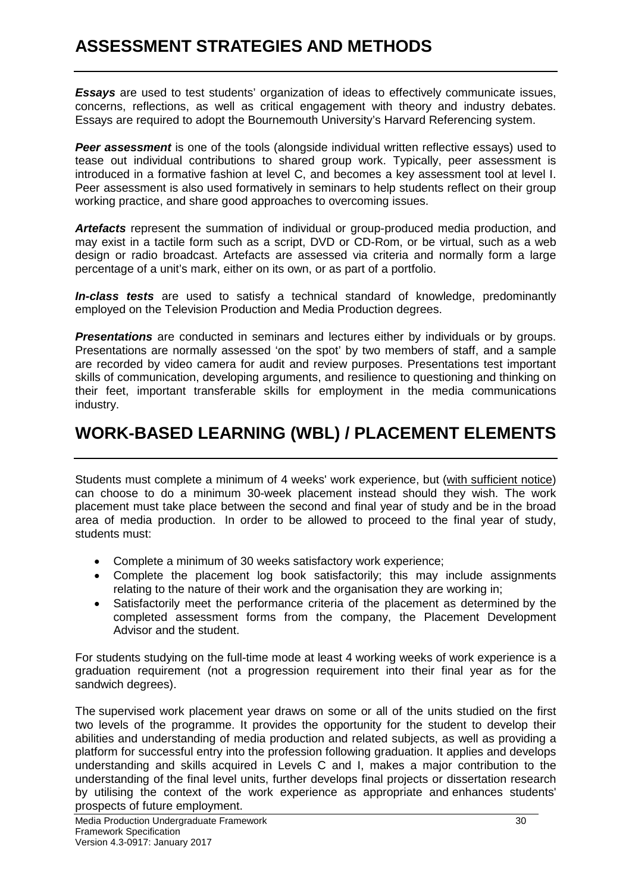# ASSESSMENT STRATEGIES AND METHODS

***Essays*** are used to test students' organization of ideas to effectively communicate issues, concerns, reflections, as well as critical engagement with theory and industry debates. Essays are required to adopt the Bournemouth University's Harvard Referencing system.

***Peer assessment*** is one of the tools (alongside individual written reflective essays) used to tease out individual contributions to shared group work. Typically, peer assessment is introduced in a formative fashion at level C, and becomes a key assessment tool at level I. Peer assessment is also used formatively in seminars to help students reflect on their group working practice, and share good approaches to overcoming issues.

***Artefacts*** represent the summation of individual or group-produced media production, and may exist in a tactile form such as a script, DVD or CD-Rom, or be virtual, such as a web design or radio broadcast. Artefacts are assessed via criteria and normally form a large percentage of a unit's mark, either on its own, or as part of a portfolio.

***In-class tests*** are used to satisfy a technical standard of knowledge, predominantly employed on the Television Production and Media Production degrees.

***Presentations*** are conducted in seminars and lectures either by individuals or by groups. Presentations are normally assessed 'on the spot' by two members of staff, and a sample are recorded by video camera for audit and review purposes. Presentations test important skills of communication, developing arguments, and resilience to questioning and thinking on their feet, important transferable skills for employment in the media communications industry.

# WORK-BASED LEARNING (WBL) / PLACEMENT ELEMENTS

Students must complete a minimum of 4 weeks' work experience, but (with sufficient notice) can choose to do a minimum 30-week placement instead should they wish. The work placement must take place between the second and final year of study and be in the broad area of media production. In order to be allowed to proceed to the final year of study, students must:

- Complete a minimum of 30 weeks satisfactory work experience;
- Complete the placement log book satisfactorily; this may include assignments relating to the nature of their work and the organisation they are working in;
- Satisfactorily meet the performance criteria of the placement as determined by the completed assessment forms from the company, the Placement Development Advisor and the student.

For students studying on the full-time mode at least 4 working weeks of work experience is a graduation requirement (not a progression requirement into their final year as for the sandwich degrees).

The supervised work placement year draws on some or all of the units studied on the first two levels of the programme. It provides the opportunity for the student to develop their abilities and understanding of media production and related subjects, as well as providing a platform for successful entry into the profession following graduation. It applies and develops understanding and skills acquired in Levels C and I, makes a major contribution to the understanding of the final level units, further develops final projects or dissertation research by utilising the context of the work experience as appropriate and enhances students' prospects of future employment.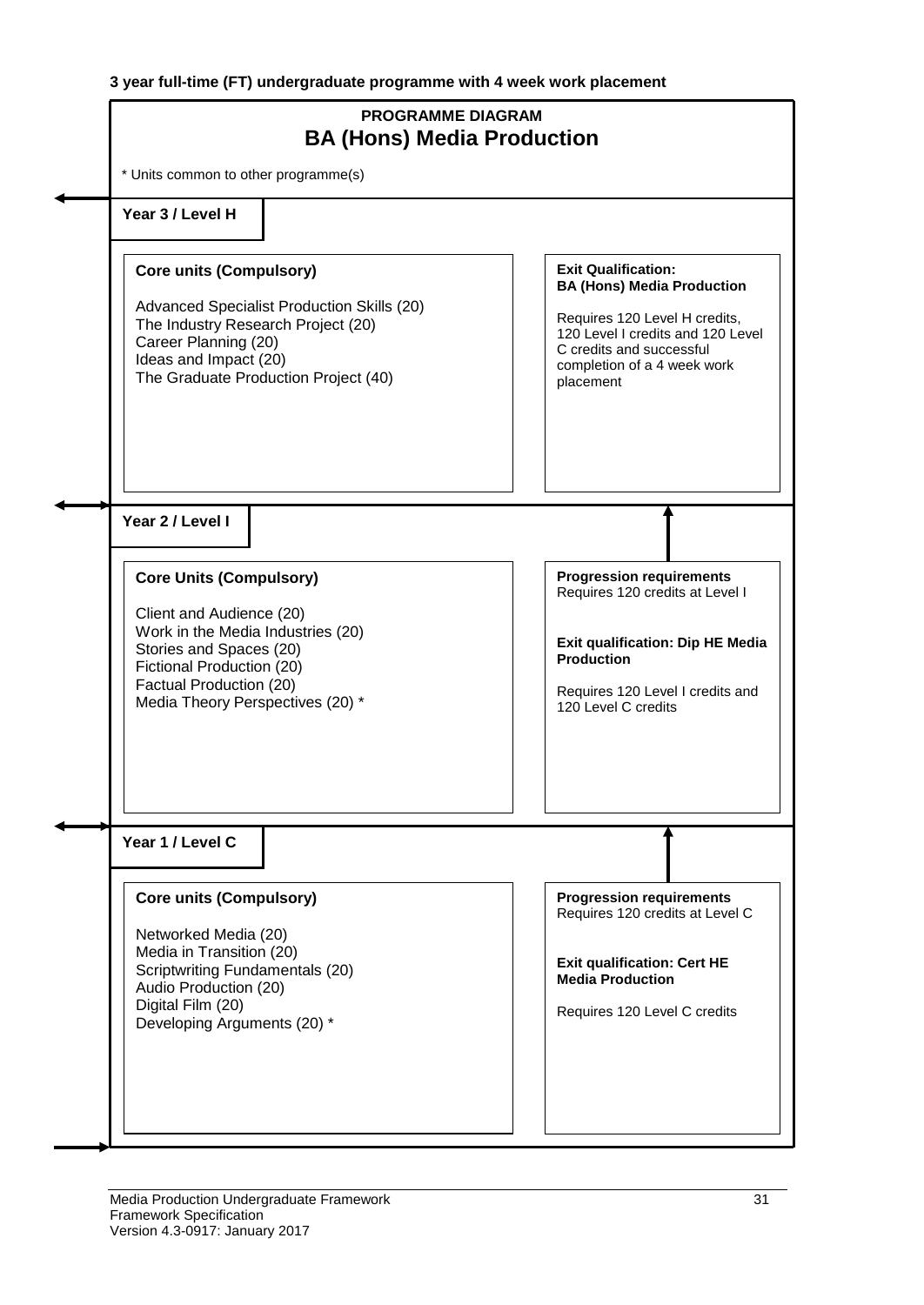**3 year full-time (FT) undergraduate programme with 4 week work placement**

## PROGRAMME DIAGRAM

# BA (Hons) Media Production

* Units common to other programme(s)

### Year 3 / Level H

**Core units (Compulsory)**

Advanced Specialist Production Skills (20)
The Industry Research Project (20)
Career Planning (20)
Ideas and Impact (20)
The Graduate Production Project (40)

**Exit Qualification:**
**BA (Hons) Media Production**

Requires 120 Level H credits, 120 Level I credits and 120 Level C credits and successful completion of a 4 week work placement

### Year 2 / Level I

**Core Units (Compulsory)**

Client and Audience (20)
Work in the Media Industries (20)
Stories and Spaces (20)
Fictional Production (20)
Factual Production (20)
Media Theory Perspectives (20) *

**Progression requirements**
Requires 120 credits at Level I

**Exit qualification: Dip HE Media Production**

Requires 120 Level I credits and 120 Level C credits

### Year 1 / Level C

**Core units (Compulsory)**

Networked Media (20)
Media in Transition (20)
Scriptwriting Fundamentals (20)
Audio Production (20)
Digital Film (20)
Developing Arguments (20) *

**Progression requirements**
Requires 120 credits at Level C

**Exit qualification: Cert HE Media Production**

Requires 120 Level C credits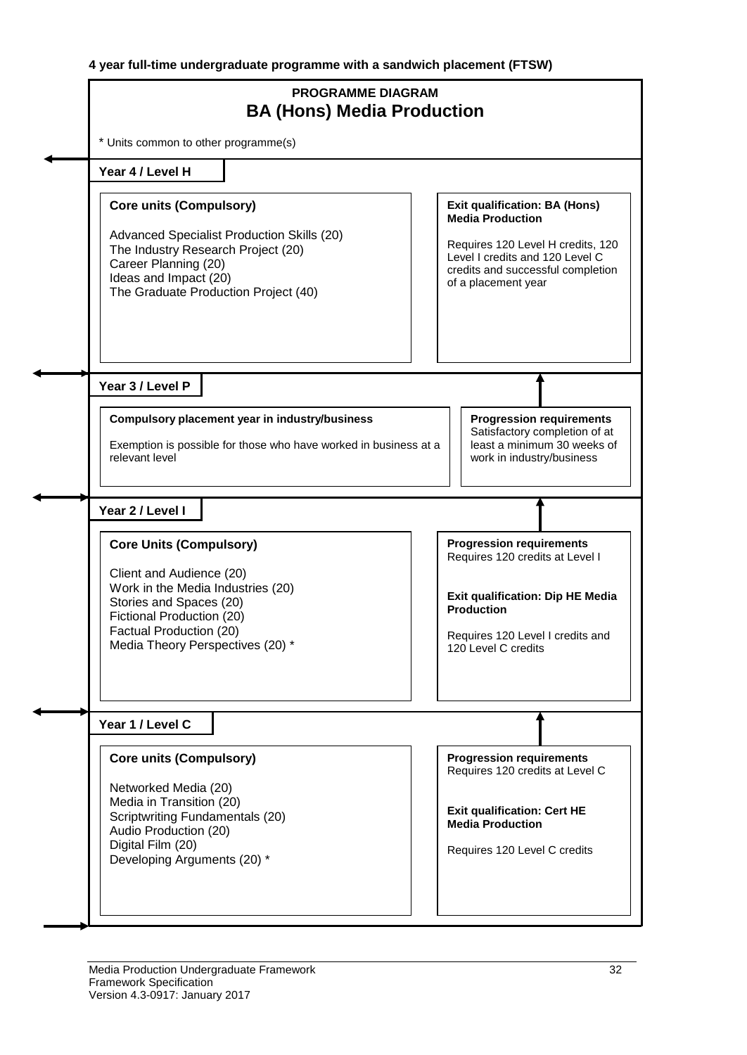**4 year full-time undergraduate programme with a sandwich placement (FTSW)**

## PROGRAMME DIAGRAM

## BA (Hons) Media Production

* Units common to other programme(s)

### Year 4 / Level H

**Core units (Compulsory)**

Advanced Specialist Production Skills (20)
The Industry Research Project (20)
Career Planning (20)
Ideas and Impact (20)
The Graduate Production Project (40)

**Exit qualification: BA (Hons) Media Production**

Requires 120 Level H credits, 120 Level I credits and 120 Level C credits and successful completion of a placement year

### Year 3 / Level P

**Compulsory placement year in industry/business**

Exemption is possible for those who have worked in business at a relevant level

**Progression requirements**
Satisfactory completion of at least a minimum 30 weeks of work in industry/business

### Year 2 / Level I

**Core Units (Compulsory)**

Client and Audience (20)
Work in the Media Industries (20)
Stories and Spaces (20)
Fictional Production (20)
Factual Production (20)
Media Theory Perspectives (20) *

**Progression requirements**
Requires 120 credits at Level I

**Exit qualification: Dip HE Media Production**

Requires 120 Level I credits and 120 Level C credits

### Year 1 / Level C

**Core units (Compulsory)**

Networked Media (20)
Media in Transition (20)
Scriptwriting Fundamentals (20)
Audio Production (20)
Digital Film (20)
Developing Arguments (20) *

**Progression requirements**
Requires 120 credits at Level C

**Exit qualification: Cert HE Media Production**

Requires 120 Level C credits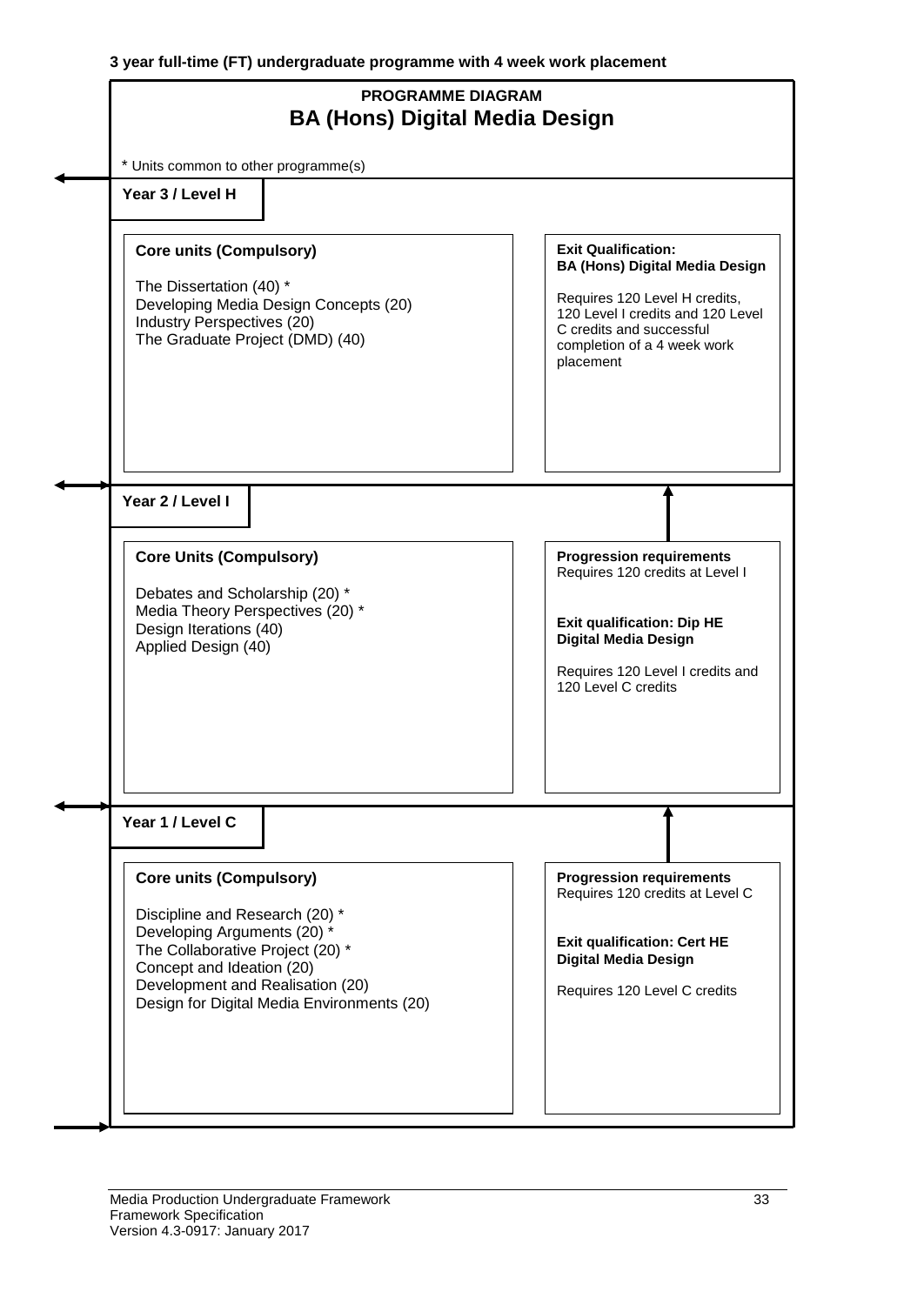**3 year full-time (FT) undergraduate programme with 4 week work placement**

## PROGRAMME DIAGRAM
# BA (Hons) Digital Media Design

* Units common to other programme(s)

### Year 3 / Level H

**Core units (Compulsory)**

The Dissertation (40) *
Developing Media Design Concepts (20)
Industry Perspectives (20)
The Graduate Project (DMD) (40)

**Exit Qualification:**
**BA (Hons) Digital Media Design**

Requires 120 Level H credits, 120 Level I credits and 120 Level C credits and successful completion of a 4 week work placement

### Year 2 / Level I

**Core Units (Compulsory)**

Debates and Scholarship (20) *
Media Theory Perspectives (20) *
Design Iterations (40)
Applied Design (40)

**Progression requirements**
Requires 120 credits at Level I

**Exit qualification: Dip HE Digital Media Design**

Requires 120 Level I credits and 120 Level C credits

### Year 1 / Level C

**Core units (Compulsory)**

Discipline and Research (20) *
Developing Arguments (20) *
The Collaborative Project (20) *
Concept and Ideation (20)
Development and Realisation (20)
Design for Digital Media Environments (20)

**Progression requirements**
Requires 120 credits at Level C

**Exit qualification: Cert HE Digital Media Design**

Requires 120 Level C credits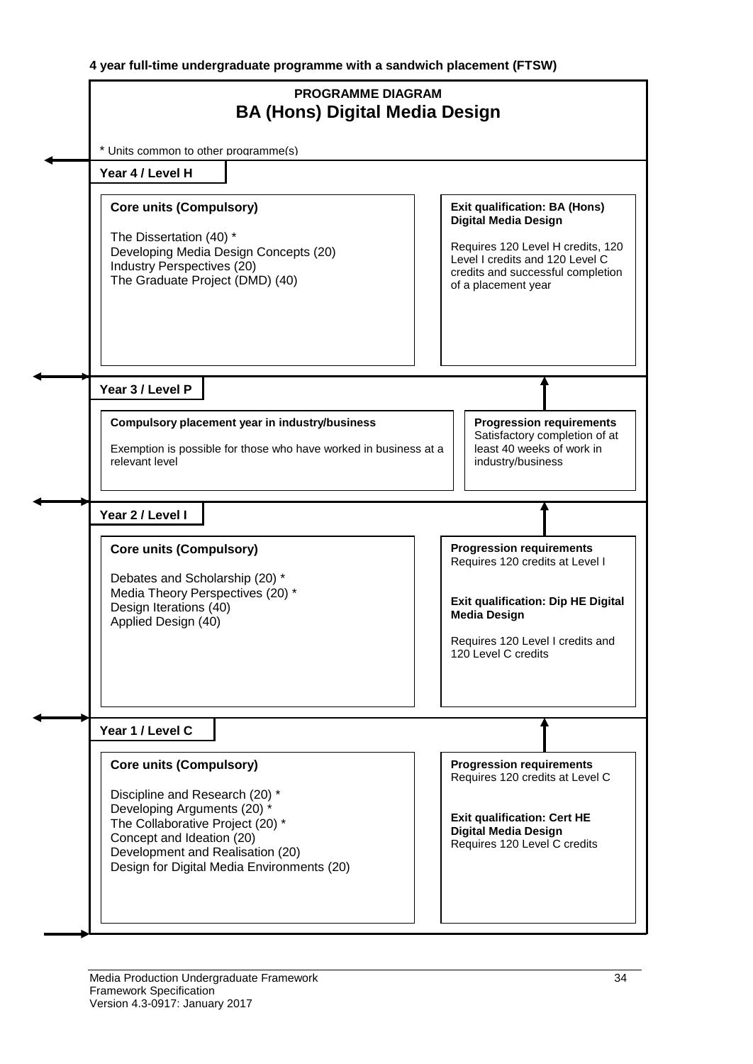**4 year full-time undergraduate programme with a sandwich placement (FTSW)**

## PROGRAMME DIAGRAM

# BA (Hons) Digital Media Design

\* Units common to other programme(s)

### Year 4 / Level H

**Core units (Compulsory)**

The Dissertation (40) *
Developing Media Design Concepts (20)
Industry Perspectives (20)
The Graduate Project (DMD) (40)

**Exit qualification: BA (Hons) Digital Media Design**

Requires 120 Level H credits, 120 Level I credits and 120 Level C credits and successful completion of a placement year

### Year 3 / Level P

**Compulsory placement year in industry/business**

Exemption is possible for those who have worked in business at a relevant level

**Progression requirements**
Satisfactory completion of at least 40 weeks of work in industry/business

### Year 2 / Level I

**Core units (Compulsory)**

Debates and Scholarship (20) *
Media Theory Perspectives (20) *
Design Iterations (40)
Applied Design (40)

**Progression requirements**
Requires 120 credits at Level I

**Exit qualification: Dip HE Digital Media Design**

Requires 120 Level I credits and 120 Level C credits

### Year 1 / Level C

**Core units (Compulsory)**

Discipline and Research (20) *
Developing Arguments (20) *
The Collaborative Project (20) *
Concept and Ideation (20)
Development and Realisation (20)
Design for Digital Media Environments (20)

**Progression requirements**
Requires 120 credits at Level C

**Exit qualification: Cert HE Digital Media Design**
Requires 120 Level C credits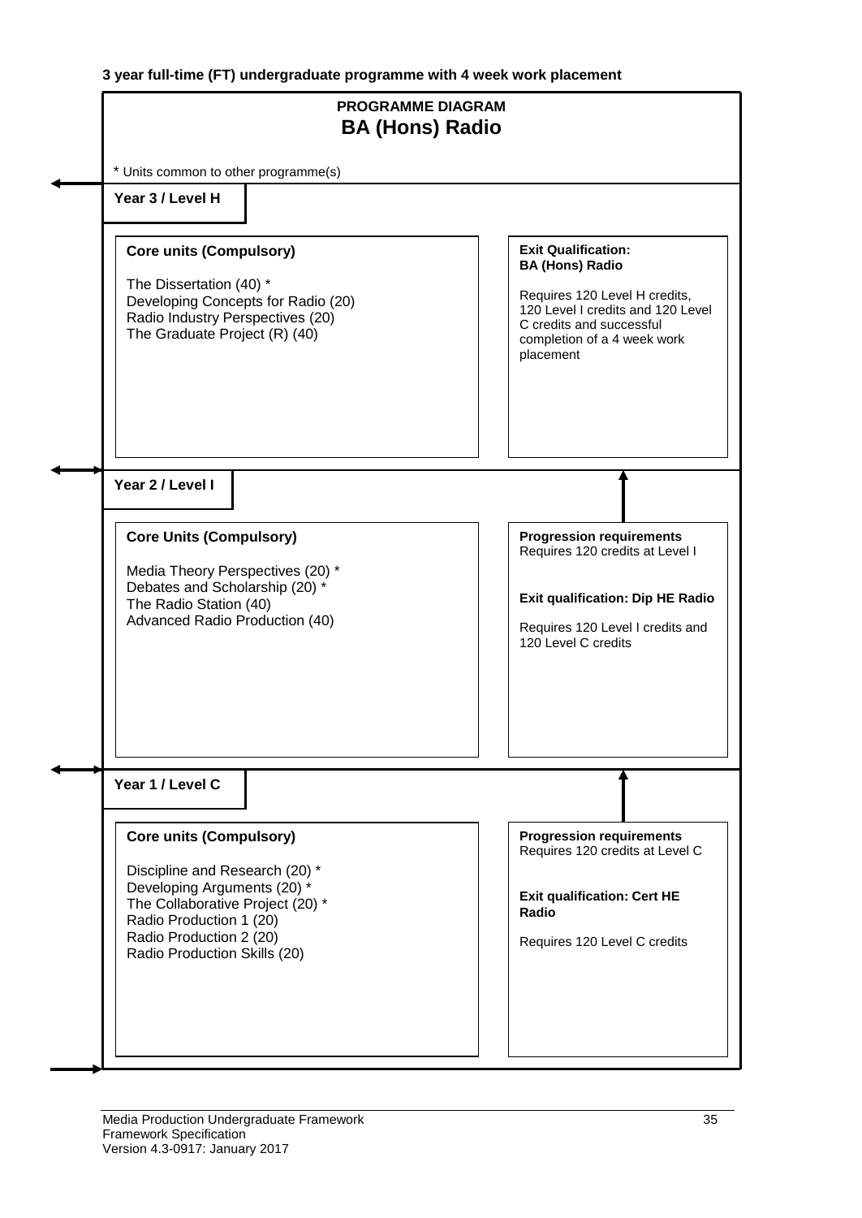**3 year full-time (FT) undergraduate programme with 4 week work placement**

## PROGRAMME DIAGRAM
# BA (Hons) Radio

* Units common to other programme(s)

### Year 3 / Level H

**Core units (Compulsory)**

The Dissertation (40) *
Developing Concepts for Radio (20)
Radio Industry Perspectives (20)
The Graduate Project (R) (40)

**Exit Qualification:**
**BA (Hons) Radio**

Requires 120 Level H credits, 120 Level I credits and 120 Level C credits and successful completion of a 4 week work placement

### Year 2 / Level I

**Core Units (Compulsory)**

Media Theory Perspectives (20) *
Debates and Scholarship (20) *
The Radio Station (40)
Advanced Radio Production (40)

**Progression requirements**
Requires 120 credits at Level I

**Exit qualification: Dip HE Radio**

Requires 120 Level I credits and 120 Level C credits

### Year 1 / Level C

**Core units (Compulsory)**

Discipline and Research (20) *
Developing Arguments (20) *
The Collaborative Project (20) *
Radio Production 1 (20)
Radio Production 2 (20)
Radio Production Skills (20)

**Progression requirements**
Requires 120 credits at Level C

**Exit qualification: Cert HE Radio**

Requires 120 Level C credits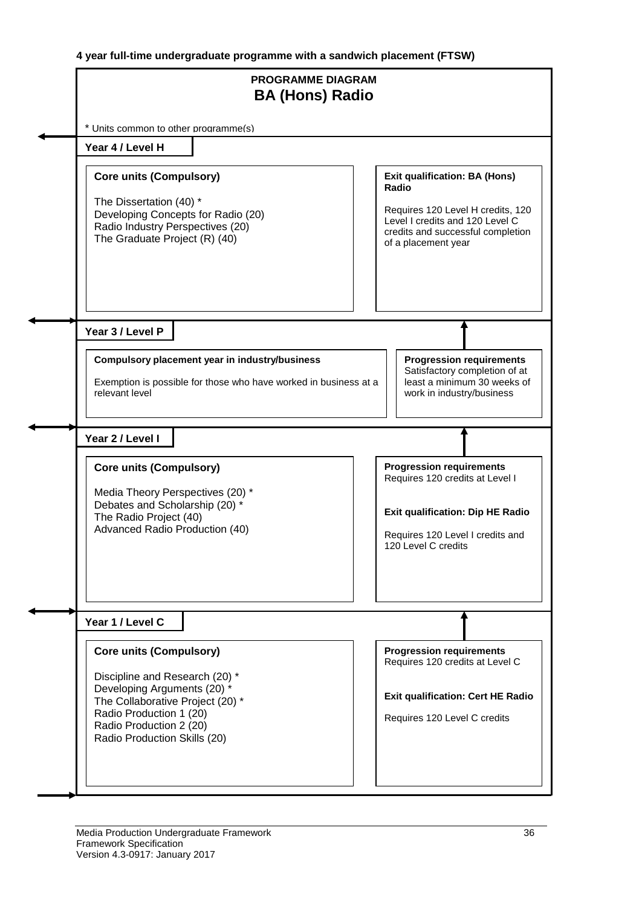**4 year full-time undergraduate programme with a sandwich placement (FTSW)**

## PROGRAMME DIAGRAM
## BA (Hons) Radio

\* Units common to other programme(s)

### Year 4 / Level H

**Core units (Compulsory)**

The Dissertation (40) *
Developing Concepts for Radio (20)
Radio Industry Perspectives (20)
The Graduate Project (R) (40)

**Exit qualification: BA (Hons) Radio**

Requires 120 Level H credits, 120 Level I credits and 120 Level C credits and successful completion of a placement year

### Year 3 / Level P

**Compulsory placement year in industry/business**

Exemption is possible for those who have worked in business at a relevant level

**Progression requirements**
Satisfactory completion of at least a minimum 30 weeks of work in industry/business

### Year 2 / Level I

**Core units (Compulsory)**

Media Theory Perspectives (20) *
Debates and Scholarship (20) *
The Radio Project (40)
Advanced Radio Production (40)

**Progression requirements**
Requires 120 credits at Level I

**Exit qualification: Dip HE Radio**

Requires 120 Level I credits and 120 Level C credits

### Year 1 / Level C

**Core units (Compulsory)**

Discipline and Research (20) *
Developing Arguments (20) *
The Collaborative Project (20) *
Radio Production 1 (20)
Radio Production 2 (20)
Radio Production Skills (20)

**Progression requirements**
Requires 120 credits at Level C

**Exit qualification: Cert HE Radio**

Requires 120 Level C credits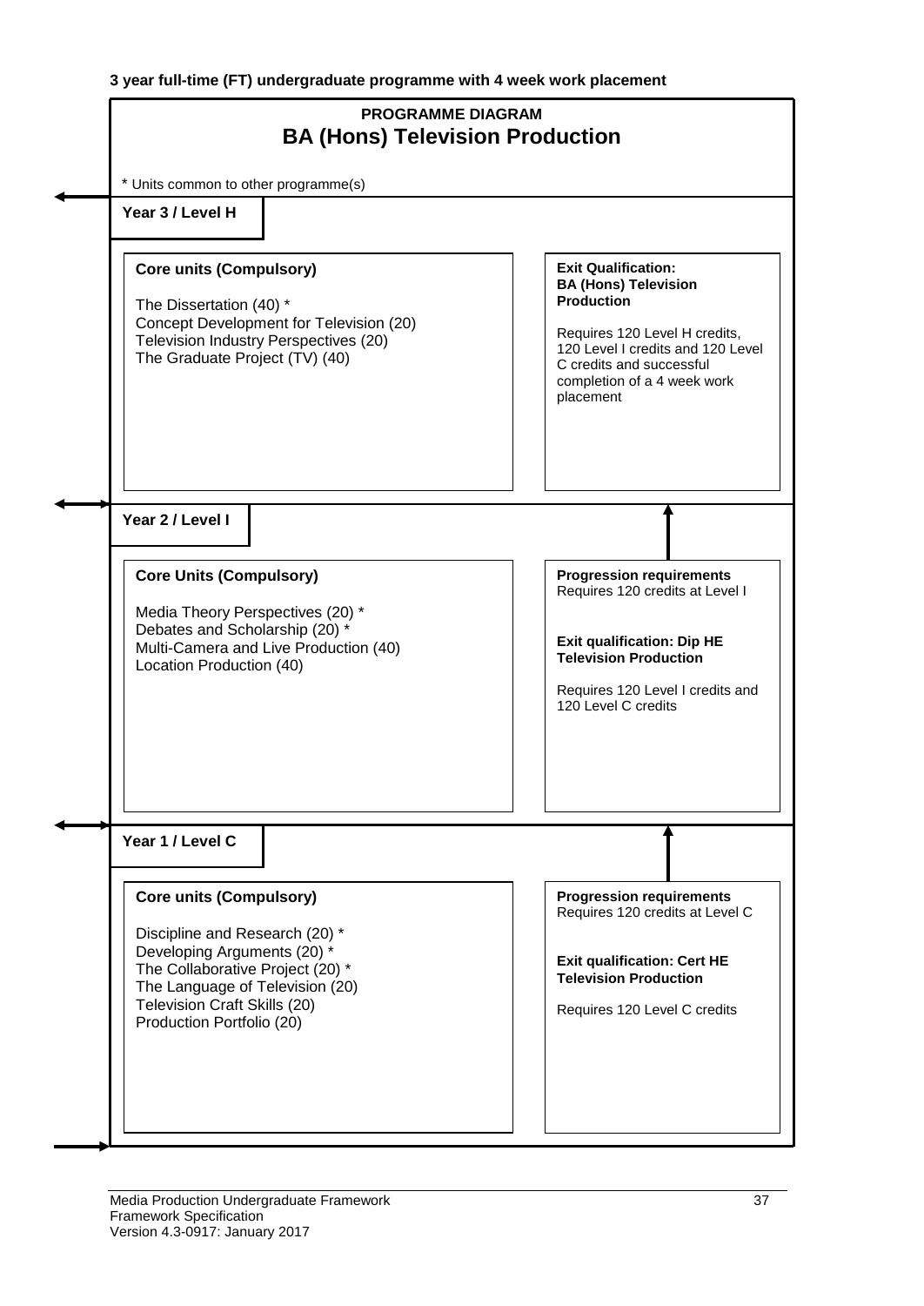**3 year full-time (FT) undergraduate programme with 4 week work placement**

## PROGRAMME DIAGRAM
# BA (Hons) Television Production

* Units common to other programme(s)

### Year 3 / Level H

**Core units (Compulsory)**

The Dissertation (40) *
Concept Development for Television (20)
Television Industry Perspectives (20)
The Graduate Project (TV) (40)

**Exit Qualification: BA (Hons) Television Production**

Requires 120 Level H credits, 120 Level I credits and 120 Level C credits and successful completion of a 4 week work placement

### Year 2 / Level I

**Core Units (Compulsory)**

Media Theory Perspectives (20) *
Debates and Scholarship (20) *
Multi-Camera and Live Production (40)
Location Production (40)

**Progression requirements**
Requires 120 credits at Level I

**Exit qualification: Dip HE Television Production**

Requires 120 Level I credits and 120 Level C credits

### Year 1 / Level C

**Core units (Compulsory)**

Discipline and Research (20) *
Developing Arguments (20) *
The Collaborative Project (20) *
The Language of Television (20)
Television Craft Skills (20)
Production Portfolio (20)

**Progression requirements**
Requires 120 credits at Level C

**Exit qualification: Cert HE Television Production**

Requires 120 Level C credits

Media Production Undergraduate Framework
Framework Specification
Version 4.3-0917: January 2017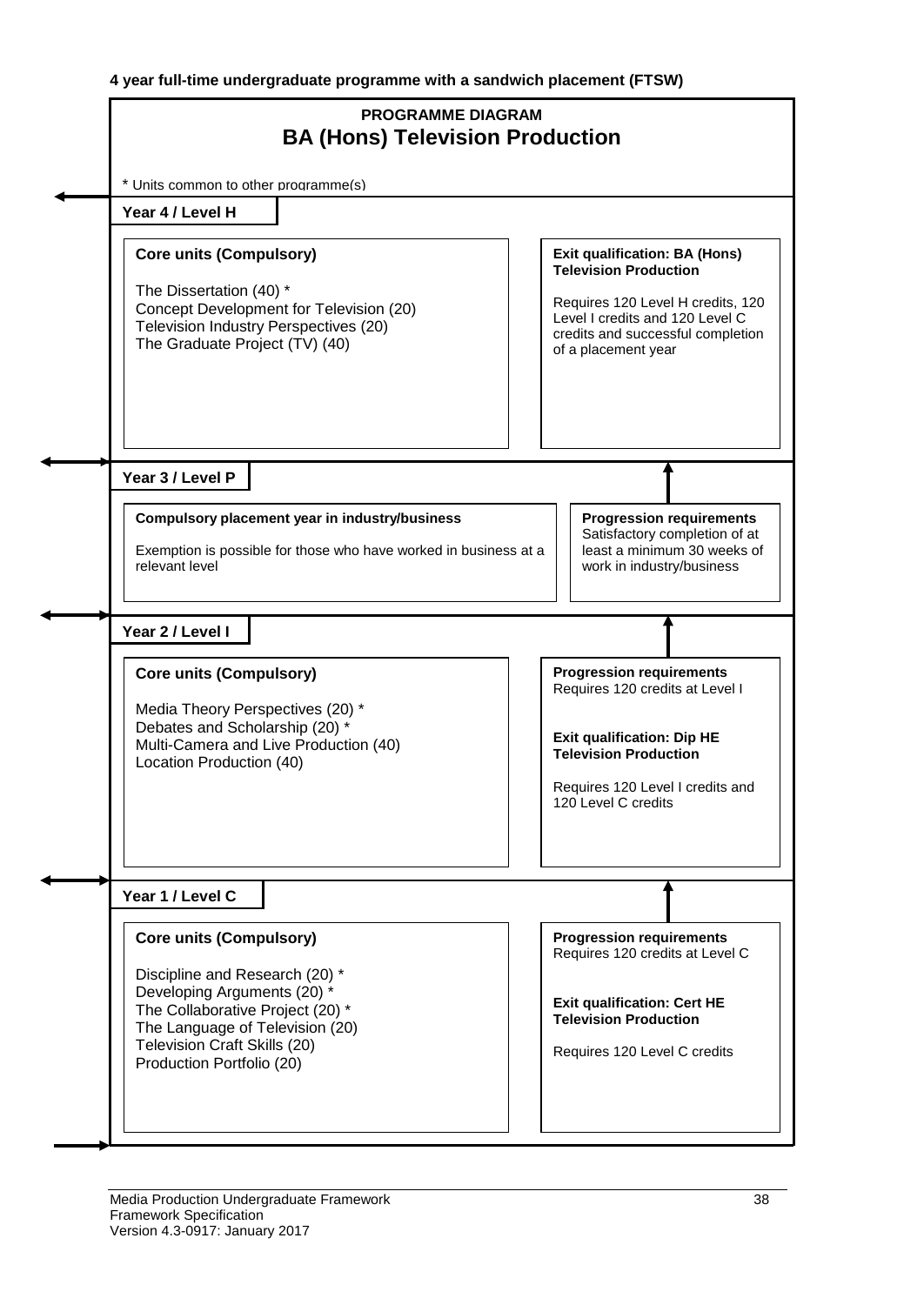**4 year full-time undergraduate programme with a sandwich placement (FTSW)**

## PROGRAMME DIAGRAM

# BA (Hons) Television Production

\* Units common to other programme(s)

### Year 4 / Level H

**Core units (Compulsory)**

The Dissertation (40) *
Concept Development for Television (20)
Television Industry Perspectives (20)
The Graduate Project (TV) (40)

**Exit qualification: BA (Hons) Television Production**

Requires 120 Level H credits, 120 Level I credits and 120 Level C credits and successful completion of a placement year

### Year 3 / Level P

**Compulsory placement year in industry/business**

Exemption is possible for those who have worked in business at a relevant level

**Progression requirements**
Satisfactory completion of at least a minimum 30 weeks of work in industry/business

### Year 2 / Level I

**Core units (Compulsory)**

Media Theory Perspectives (20) *
Debates and Scholarship (20) *
Multi-Camera and Live Production (40)
Location Production (40)

**Progression requirements**
Requires 120 credits at Level I

**Exit qualification: Dip HE Television Production**

Requires 120 Level I credits and 120 Level C credits

### Year 1 / Level C

**Core units (Compulsory)**

Discipline and Research (20) *
Developing Arguments (20) *
The Collaborative Project (20) *
The Language of Television (20)
Television Craft Skills (20)
Production Portfolio (20)

**Progression requirements**
Requires 120 credits at Level C

**Exit qualification: Cert HE Television Production**

Requires 120 Level C credits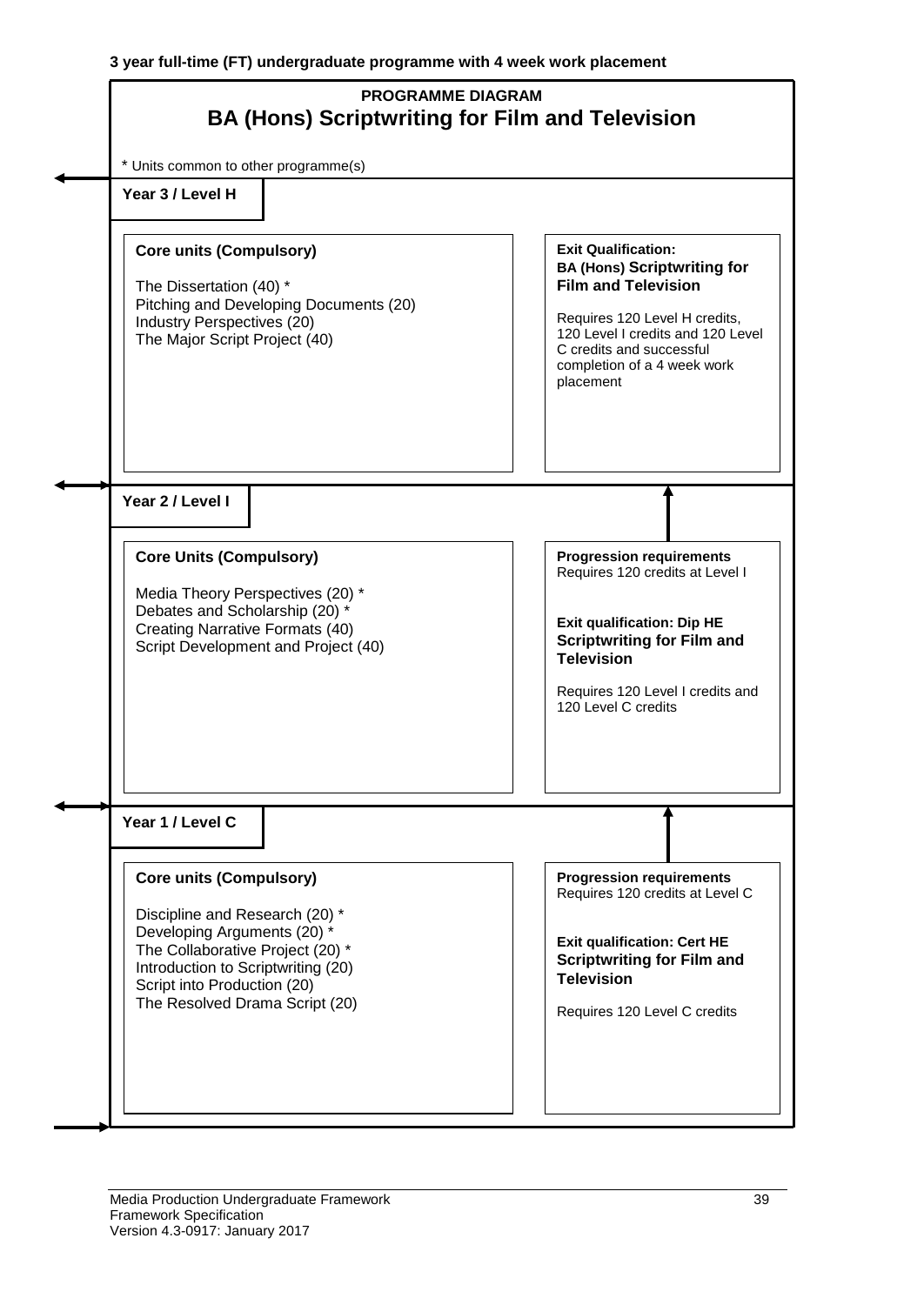**3 year full-time (FT) undergraduate programme with 4 week work placement**

## PROGRAMME DIAGRAM

# BA (Hons) Scriptwriting for Film and Television

\* Units common to other programme(s)

### Year 3 / Level H

**Core units (Compulsory)**

The Dissertation (40) *
Pitching and Developing Documents (20)
Industry Perspectives (20)
The Major Script Project (40)

**Exit Qualification:**
**BA (Hons) Scriptwriting for Film and Television**

Requires 120 Level H credits, 120 Level I credits and 120 Level C credits and successful completion of a 4 week work placement

### Year 2 / Level I

**Core Units (Compulsory)**

Media Theory Perspectives (20) *
Debates and Scholarship (20) *
Creating Narrative Formats (40)
Script Development and Project (40)

**Progression requirements**
Requires 120 credits at Level I

**Exit qualification: Dip HE Scriptwriting for Film and Television**

Requires 120 Level I credits and 120 Level C credits

### Year 1 / Level C

**Core units (Compulsory)**

Discipline and Research (20) *
Developing Arguments (20) *
The Collaborative Project (20) *
Introduction to Scriptwriting (20)
Script into Production (20)
The Resolved Drama Script (20)

**Progression requirements**
Requires 120 credits at Level C

**Exit qualification: Cert HE Scriptwriting for Film and Television**

Requires 120 Level C credits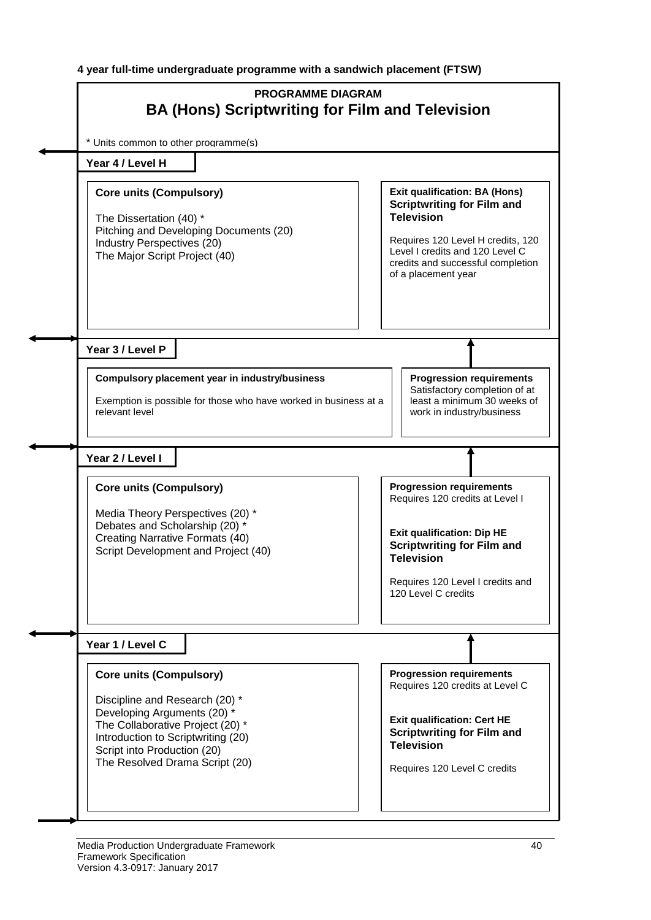**4 year full-time undergraduate programme with a sandwich placement (FTSW)**

## PROGRAMME DIAGRAM

# BA (Hons) Scriptwriting for Film and Television

\* Units common to other programme(s)

### Year 4 / Level H

**Core units (Compulsory)**

The Dissertation (40) *
Pitching and Developing Documents (20)
Industry Perspectives (20)
The Major Script Project (40)

**Exit qualification: BA (Hons) Scriptwriting for Film and Television**

Requires 120 Level H credits, 120 Level I credits and 120 Level C credits and successful completion of a placement year

### Year 3 / Level P

**Compulsory placement year in industry/business**

Exemption is possible for those who have worked in business at a relevant level

**Progression requirements**
Satisfactory completion of at least a minimum 30 weeks of work in industry/business

### Year 2 / Level I

**Core units (Compulsory)**

Media Theory Perspectives (20) *
Debates and Scholarship (20) *
Creating Narrative Formats (40)
Script Development and Project (40)

**Progression requirements**
Requires 120 credits at Level I

**Exit qualification: Dip HE Scriptwriting for Film and Television**

Requires 120 Level I credits and 120 Level C credits

### Year 1 / Level C

**Core units (Compulsory)**

Discipline and Research (20) *
Developing Arguments (20) *
The Collaborative Project (20) *
Introduction to Scriptwriting (20)
Script into Production (20)
The Resolved Drama Script (20)

**Progression requirements**
Requires 120 credits at Level C

**Exit qualification: Cert HE Scriptwriting for Film and Television**

Requires 120 Level C credits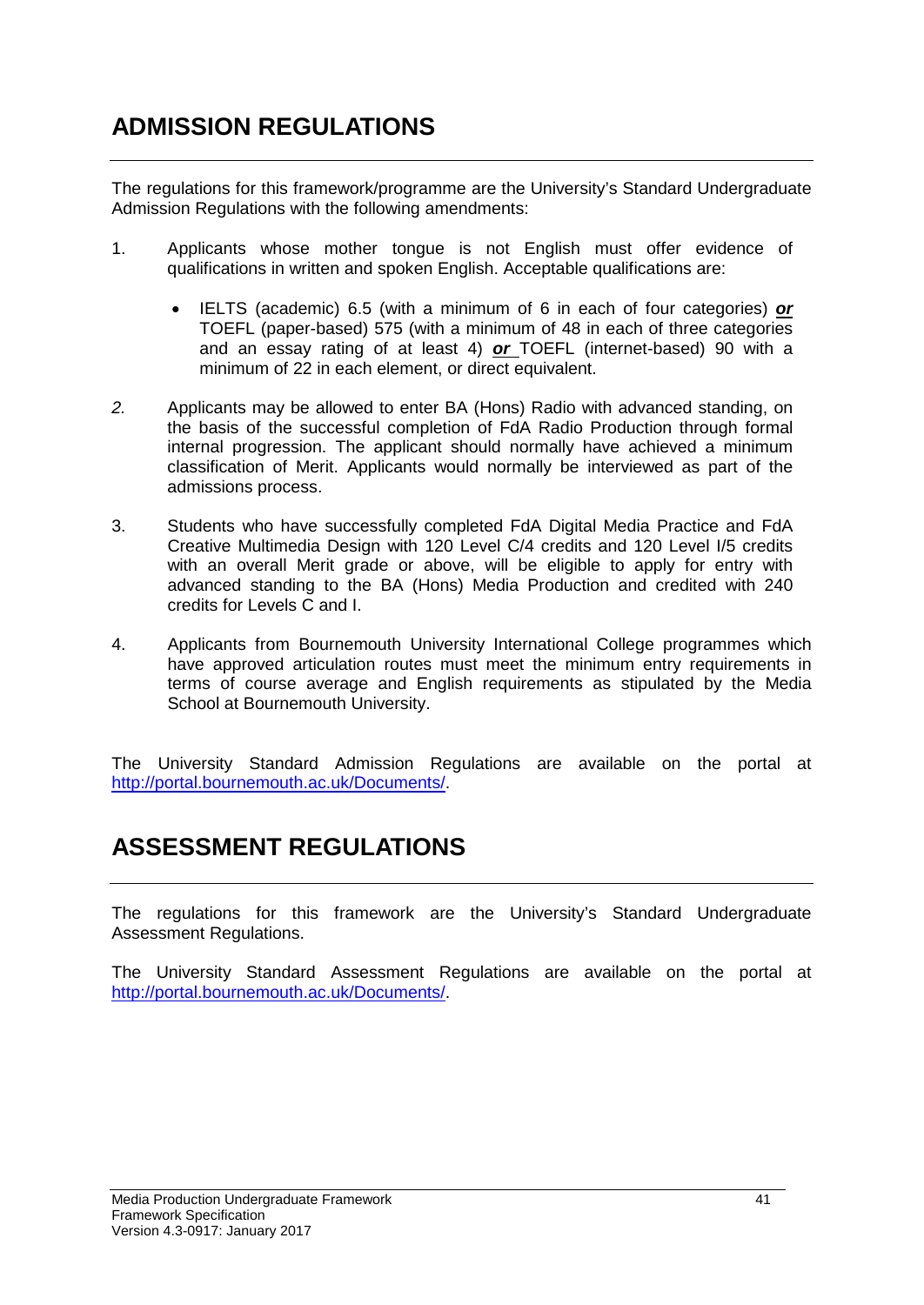## ADMISSION REGULATIONS

The regulations for this framework/programme are the University's Standard Undergraduate Admission Regulations with the following amendments:

1. Applicants whose mother tongue is not English must offer evidence of qualifications in written and spoken English. Acceptable qualifications are:

    - IELTS (academic) 6.5 (with a minimum of 6 in each of four categories) ***or*** TOEFL (paper-based) 575 (with a minimum of 48 in each of three categories and an essay rating of at least 4) ***or*** TOEFL (internet-based) 90 with a minimum of 22 in each element, or direct equivalent.

2. Applicants may be allowed to enter BA (Hons) Radio with advanced standing, on the basis of the successful completion of FdA Radio Production through formal internal progression. The applicant should normally have achieved a minimum classification of Merit. Applicants would normally be interviewed as part of the admissions process.

3. Students who have successfully completed FdA Digital Media Practice and FdA Creative Multimedia Design with 120 Level C/4 credits and 120 Level I/5 credits with an overall Merit grade or above, will be eligible to apply for entry with advanced standing to the BA (Hons) Media Production and credited with 240 credits for Levels C and I.

4. Applicants from Bournemouth University International College programmes which have approved articulation routes must meet the minimum entry requirements in terms of course average and English requirements as stipulated by the Media School at Bournemouth University.

The University Standard Admission Regulations are available on the portal at http://portal.bournemouth.ac.uk/Documents/.

## ASSESSMENT REGULATIONS

The regulations for this framework are the University's Standard Undergraduate Assessment Regulations.

The University Standard Assessment Regulations are available on the portal at http://portal.bournemouth.ac.uk/Documents/.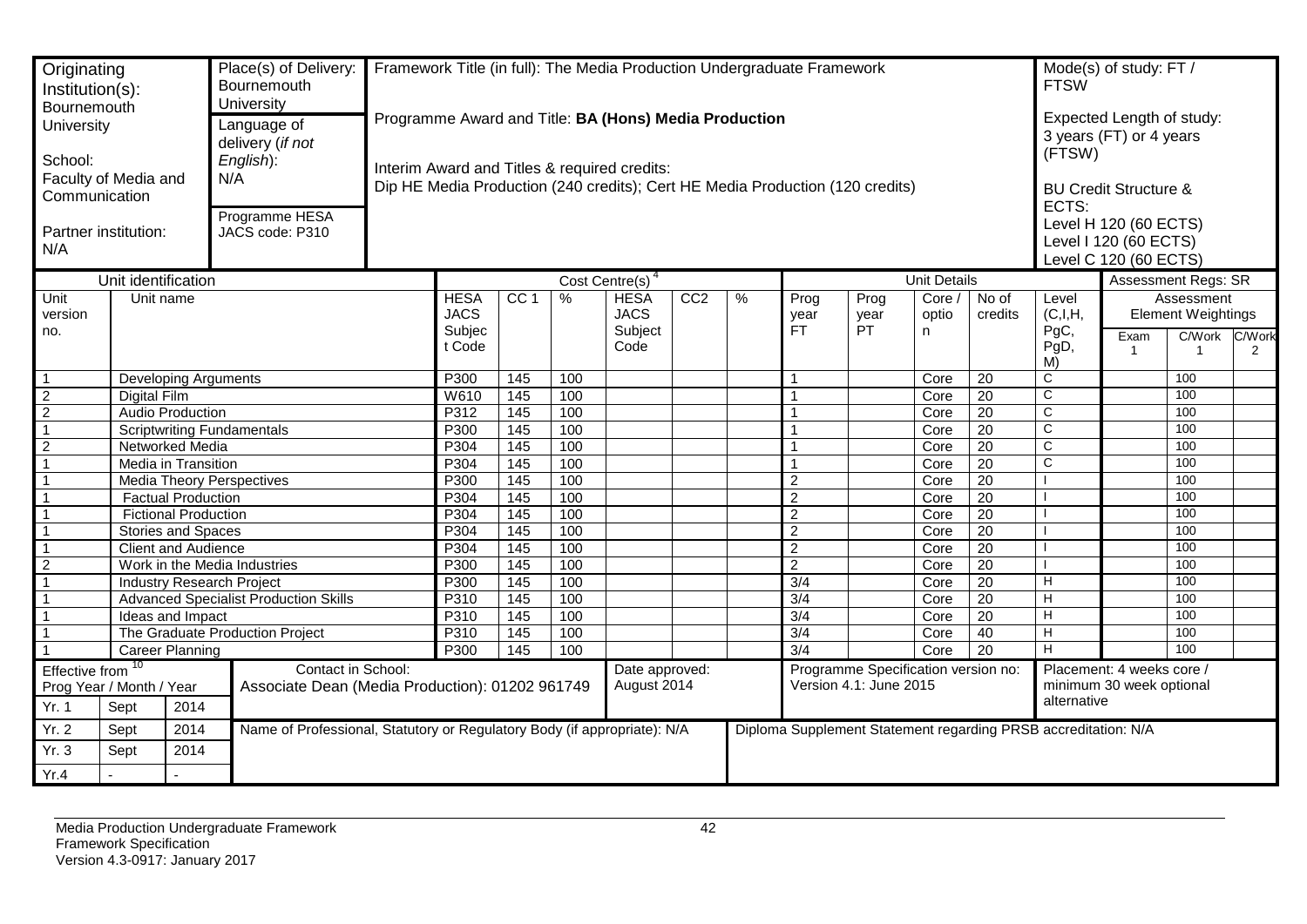| Originating Institution(s): Bournemouth University<br><br>School: Faculty of Media and Communication<br><br>Partner institution: N/A | Place(s) of Delivery: Bournemouth University<br><br>Language of delivery (*if not English*): N/A<br><br>Programme HESA JACS code: P310 | Framework Title (in full): The Media Production Undergraduate Framework<br><br>Programme Award and Title: **BA (Hons) Media Production**<br><br>Interim Award and Titles & required credits:<br>Dip HE Media Production (240 credits); Cert HE Media Production (120 credits) | Mode(s) of study: FT / FTSW<br><br>Expected Length of study: 3 years (FT) or 4 years (FTSW)<br><br>BU Credit Structure & ECTS:<br>Level H 120 (60 ECTS)<br>Level I 120 (60 ECTS)<br>Level C 120 (60 ECTS) |
|---|---|---|---|

| Unit identification | | Cost Centre(s) [4] | | | | | | Unit Details | | | | | Assessment Regs: SR | | |
|---|---|---|---|---|---|---|---|---|---|---|---|---|---|---|---|
| Unit version no. | Unit name | HESA JACS Subject Code | CC 1 | % | HESA JACS Subject Code | CC2 | % | Prog year FT | Prog year PT | Core / option | No of credits | Level (C,I,H, PgC, PgD, M) | Assessment Element Weightings | | |
| | | | | | | | | | | | | | Exam 1 | C/Work 1 | C/Work 2 |
| 1 | Developing Arguments | P300 | 145 | 100 | | | | 1 | | Core | 20 | C | | 100 | |
| 2 | Digital Film | W610 | 145 | 100 | | | | 1 | | Core | 20 | C | | 100 | |
| 2 | Audio Production | P312 | 145 | 100 | | | | 1 | | Core | 20 | C | | 100 | |
| 1 | Scriptwriting Fundamentals | P300 | 145 | 100 | | | | 1 | | Core | 20 | C | | 100 | |
| 2 | Networked Media | P304 | 145 | 100 | | | | 1 | | Core | 20 | C | | 100 | |
| 1 | Media in Transition | P304 | 145 | 100 | | | | 1 | | Core | 20 | C | | 100 | |
| 1 | Media Theory Perspectives | P300 | 145 | 100 | | | | 2 | | Core | 20 | I | | 100 | |
| 1 | Factual Production | P304 | 145 | 100 | | | | 2 | | Core | 20 | I | | 100 | |
| 1 | Fictional Production | P304 | 145 | 100 | | | | 2 | | Core | 20 | I | | 100 | |
| 1 | Stories and Spaces | P304 | 145 | 100 | | | | 2 | | Core | 20 | I | | 100 | |
| 1 | Client and Audience | P304 | 145 | 100 | | | | 2 | | Core | 20 | I | | 100 | |
| 2 | Work in the Media Industries | P300 | 145 | 100 | | | | 2 | | Core | 20 | I | | 100 | |
| 1 | Industry Research Project | P300 | 145 | 100 | | | | 3/4 | | Core | 20 | H | | 100 | |
| 1 | Advanced Specialist Production Skills | P310 | 145 | 100 | | | | 3/4 | | Core | 20 | H | | 100 | |
| 1 | Ideas and Impact | P310 | 145 | 100 | | | | 3/4 | | Core | 20 | H | | 100 | |
| 1 | The Graduate Production Project | P310 | 145 | 100 | | | | 3/4 | | Core | 40 | H | | 100 | |
| 1 | Career Planning | P300 | 145 | 100 | | | | 3/4 | | Core | 20 | H | | 100 | |

| Effective from [10] Prog Year / Month / Year | | | Contact in School: Associate Dean (Media Production): 01202 961749 | Date approved: August 2014 | Programme Specification version no: Version 4.1: June 2015 | Placement: 4 weeks core / minimum 30 week optional alternative |
|---|---|---|---|---|---|---|
| Yr. 1 | Sept | 2014 | | | | |
| Yr. 2 | Sept | 2014 | Name of Professional, Statutory or Regulatory Body (if appropriate): N/A | | Diploma Supplement Statement regarding PRSB accreditation: N/A | |
| Yr. 3 | Sept | 2014 | | | | |
| Yr.4 | - | - | | | | |

Media Production Undergraduate Framework
Framework Specification
Version 4.3-0917: January 2017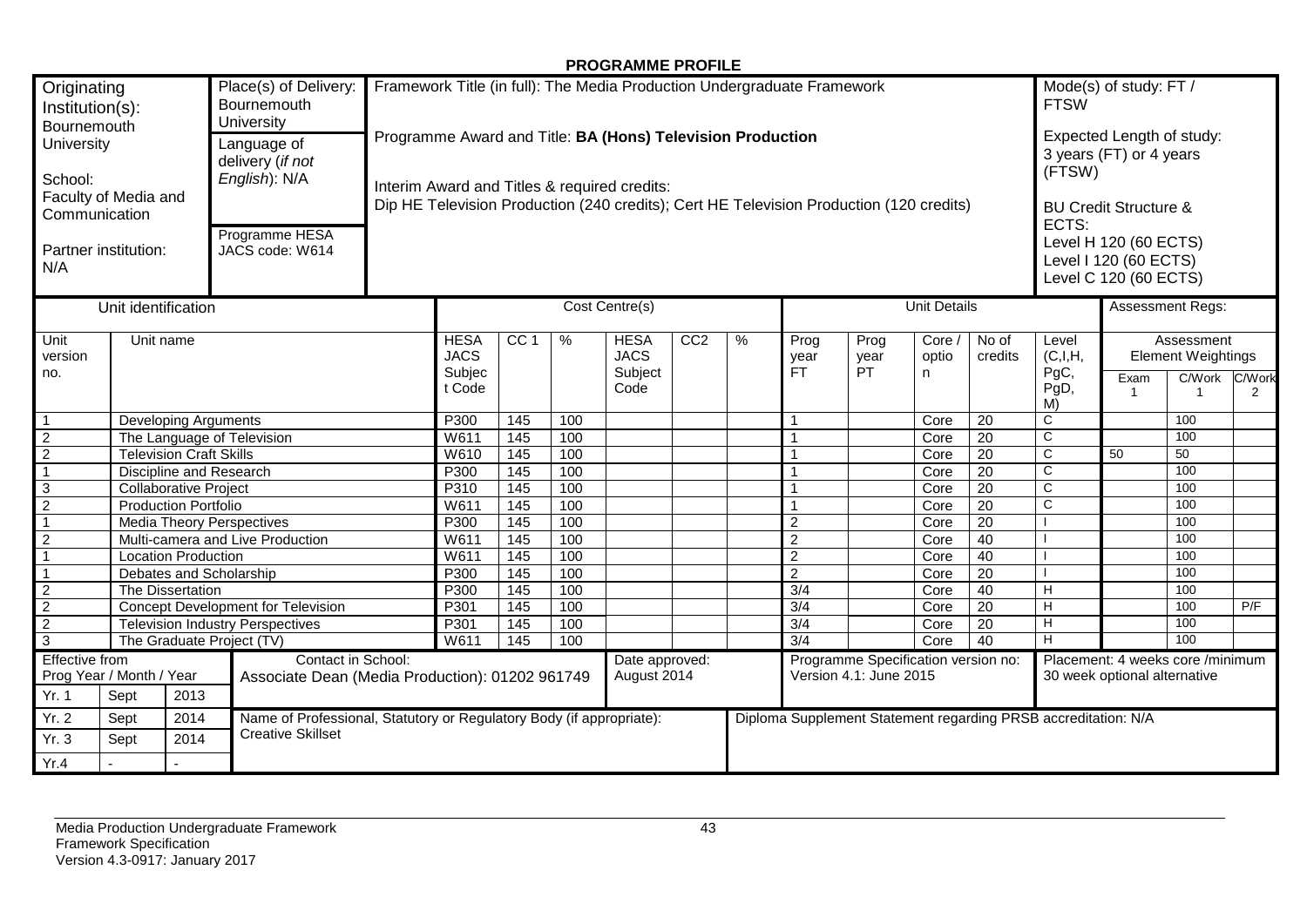# PROGRAMME PROFILE

| Originating Institution(s): Bournemouth University<br><br>School: Faculty of Media and Communication<br><br>Partner institution: N/A | Place(s) of Delivery: Bournemouth University<br><br>Language of delivery (*if not English*): N/A<br><br>Programme HESA JACS code: W614 | Framework Title (in full): The Media Production Undergraduate Framework<br><br>Programme Award and Title: **BA (Hons) Television Production**<br><br>Interim Award and Titles & required credits:<br>Dip HE Television Production (240 credits); Cert HE Television Production (120 credits) | Mode(s) of study: FT / FTSW<br><br>Expected Length of study: 3 years (FT) or 4 years (FTSW)<br><br>BU Credit Structure & ECTS:<br>Level H 120 (60 ECTS)<br>Level I 120 (60 ECTS)<br>Level C 120 (60 ECTS) |
|---|---|---|---|

| Unit identification | | Cost Centre(s) | | | | | | Unit Details | | | | | Assessment Regs: | | |
|---|---|---|---|---|---|---|---|---|---|---|---|---|---|---|---|
| Unit version no. | Unit name | HESA JACS Subject Code | CC 1 | % | HESA JACS Subject Code | CC2 | % | Prog year FT | Prog year PT | Core / option | No of credits | Level (C,I,H, PgC, PgD, M) | Assessment Element Weightings | | |
| | | | | | | | | | | | | | Exam 1 | C/Work 1 | C/Work 2 |
| 1 | Developing Arguments | P300 | 145 | 100 | | | | 1 | | Core | 20 | C | | 100 | |
| 2 | The Language of Television | W611 | 145 | 100 | | | | 1 | | Core | 20 | C | | 100 | |
| 2 | Television Craft Skills | W610 | 145 | 100 | | | | 1 | | Core | 20 | C | 50 | 50 | |
| 1 | Discipline and Research | P300 | 145 | 100 | | | | 1 | | Core | 20 | C | | 100 | |
| 3 | Collaborative Project | P310 | 145 | 100 | | | | 1 | | Core | 20 | C | | 100 | |
| 2 | Production Portfolio | W611 | 145 | 100 | | | | 1 | | Core | 20 | C | | 100 | |
| 1 | Media Theory Perspectives | P300 | 145 | 100 | | | | 2 | | Core | 20 | I | | 100 | |
| 2 | Multi-camera and Live Production | W611 | 145 | 100 | | | | 2 | | Core | 40 | I | | 100 | |
| 1 | Location Production | W611 | 145 | 100 | | | | 2 | | Core | 40 | I | | 100 | |
| 1 | Debates and Scholarship | P300 | 145 | 100 | | | | 2 | | Core | 20 | I | | 100 | |
| 2 | The Dissertation | P300 | 145 | 100 | | | | 3/4 | | Core | 40 | H | | 100 | |
| 2 | Concept Development for Television | P301 | 145 | 100 | | | | 3/4 | | Core | 20 | H | | 100 | P/F |
| 2 | Television Industry Perspectives | P301 | 145 | 100 | | | | 3/4 | | Core | 20 | H | | 100 | |
| 3 | The Graduate Project (TV) | W611 | 145 | 100 | | | | 3/4 | | Core | 40 | H | | 100 | |

| Effective from Prog Year / Month / Year | | | Contact in School: Associate Dean (Media Production): 01202 961749 | Date approved: August 2014 | Programme Specification version no: Version 4.1: June 2015 | Placement: 4 weeks core /minimum 30 week optional alternative |
|---|---|---|---|---|---|---|
| Yr. 1 | Sept | 2013 | | | | |
| Yr. 2 | Sept | 2014 | Name of Professional, Statutory or Regulatory Body (if appropriate): Creative Skillset | | Diploma Supplement Statement regarding PRSB accreditation: N/A | |
| Yr. 3 | Sept | 2014 | | | | |
| Yr.4 | - | - | | | | |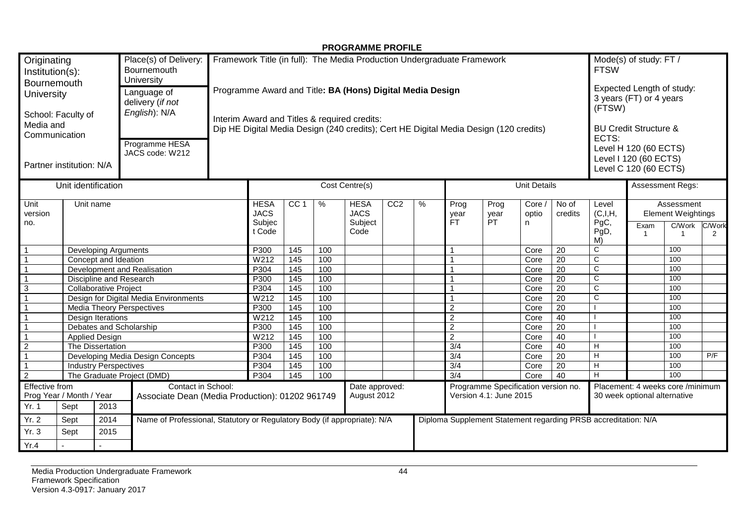**PROGRAMME PROFILE**

| Originating Institution(s): Bournemouth University<br><br>School: Faculty of Media and Communication<br><br>Partner institution: N/A | Place(s) of Delivery: Bournemouth University<br><br>Language of delivery (*if not English*): N/A<br><br>Programme HESA JACS code: W212 | Framework Title (in full): The Media Production Undergraduate Framework<br><br>Programme Award and Title: **BA (Hons) Digital Media Design**<br><br>Interim Award and Titles & required credits:<br>Dip HE Digital Media Design (240 credits); Cert HE Digital Media Design (120 credits) | Mode(s) of study: FT / FTSW<br><br>Expected Length of study: 3 years (FT) or 4 years (FTSW)<br><br>BU Credit Structure & ECTS:<br>Level H 120 (60 ECTS)<br>Level I 120 (60 ECTS)<br>Level C 120 (60 ECTS) |
|---|---|---|---|

| Unit identification | | Cost Centre(s) | | | | | | Unit Details | | | | | Assessment Regs: | | |
|---|---|---|---|---|---|---|---|---|---|---|---|---|---|---|---|
| Unit version no. | Unit name | HESA JACS Subject Code | CC 1 | % | HESA JACS Subject Code | CC2 | % | Prog year FT | Prog year PT | Core / option | No of credits | Level (C,I,H, PgC, PgD, M) | Assessment Element Weightings | | |
| | | | | | | | | | | | | | Exam 1 | C/Work 1 | C/Work 2 |
| 1 | Developing Arguments | P300 | 145 | 100 | | | | 1 | | Core | 20 | C | | 100 | |
| 1 | Concept and Ideation | W212 | 145 | 100 | | | | 1 | | Core | 20 | C | | 100 | |
| 1 | Development and Realisation | P304 | 145 | 100 | | | | 1 | | Core | 20 | C | | 100 | |
| 1 | Discipline and Research | P300 | 145 | 100 | | | | 1 | | Core | 20 | C | | 100 | |
| 3 | Collaborative Project | P304 | 145 | 100 | | | | 1 | | Core | 20 | C | | 100 | |
| 1 | Design for Digital Media Environments | W212 | 145 | 100 | | | | 1 | | Core | 20 | C | | 100 | |
| 1 | Media Theory Perspectives | P300 | 145 | 100 | | | | 2 | | Core | 20 | I | | 100 | |
| 1 | Design Iterations | W212 | 145 | 100 | | | | 2 | | Core | 40 | I | | 100 | |
| 1 | Debates and Scholarship | P300 | 145 | 100 | | | | 2 | | Core | 20 | I | | 100 | |
| 1 | Applied Design | W212 | 145 | 100 | | | | 2 | | Core | 40 | I | | 100 | |
| 2 | The Dissertation | P300 | 145 | 100 | | | | 3/4 | | Core | 40 | H | | 100 | |
| 1 | Developing Media Design Concepts | P304 | 145 | 100 | | | | 3/4 | | Core | 20 | H | | 100 | P/F |
| 1 | Industry Perspectives | P304 | 145 | 100 | | | | 3/4 | | Core | 20 | H | | 100 | |
| 2 | The Graduate Project (DMD) | P304 | 145 | 100 | | | | 3/4 | | Core | 40 | H | | 100 | |

| Effective from Prog Year / Month / Year | | | Contact in School: Associate Dean (Media Production): 01202 961749 | Date approved: August 2012 | Programme Specification version no. Version 4.1: June 2015 | Placement: 4 weeks core /minimum 30 week optional alternative |
|---|---|---|---|---|---|---|
| Yr. 1 | Sept | 2013 | | | | |
| Yr. 2 | Sept | 2014 | Name of Professional, Statutory or Regulatory Body (if appropriate): N/A | | Diploma Supplement Statement regarding PRSB accreditation: N/A | |
| Yr. 3 | Sept | 2015 | | | | |
| Yr.4 | - | - | | | | |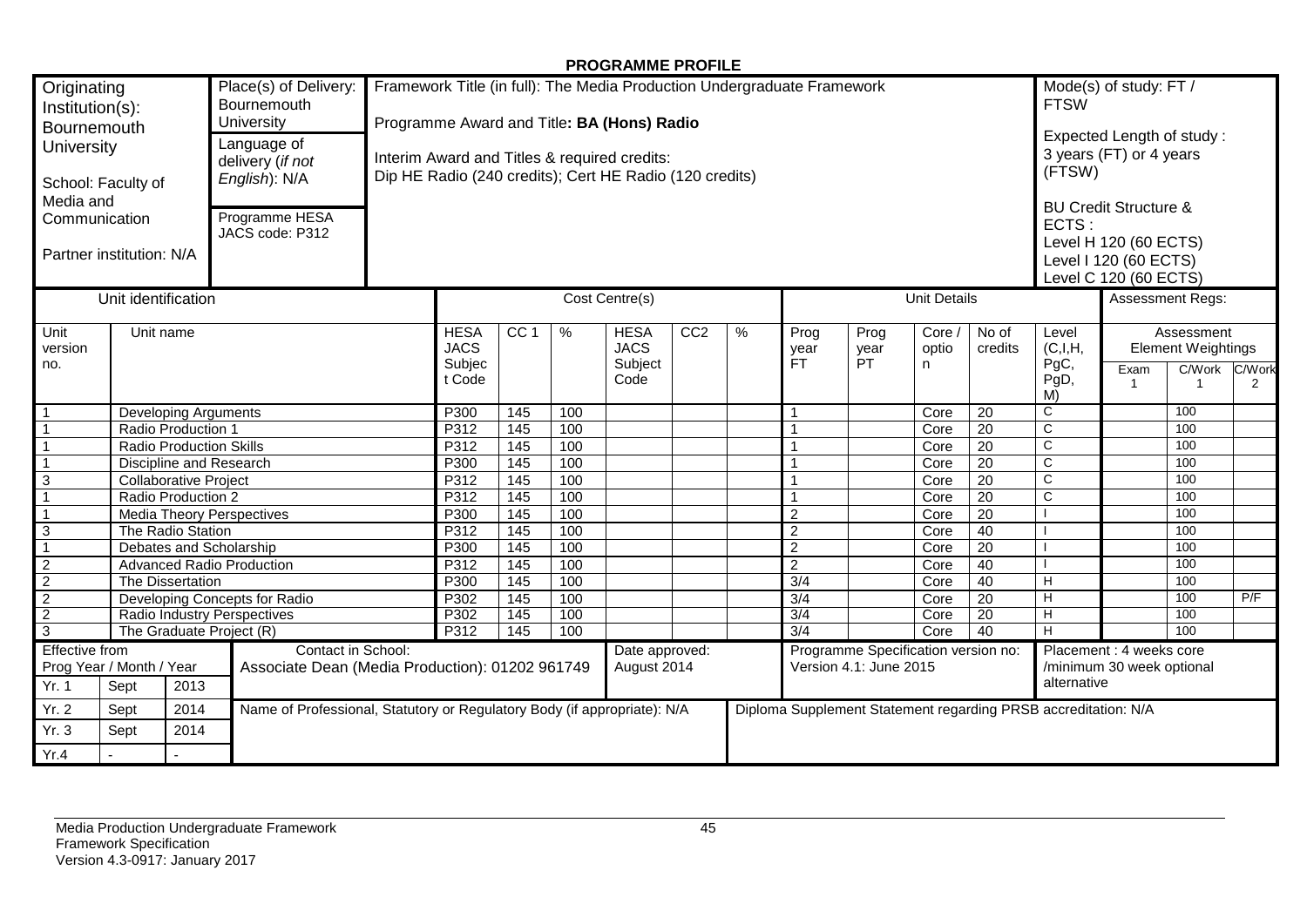**PROGRAMME PROFILE**

| Originating Institution(s): Bournemouth University<br><br>School: Faculty of Media and Communication<br><br>Partner institution: N/A | Place(s) of Delivery: Bournemouth University<br><br>Language of delivery (*if not English*): N/A<br><br>Programme HESA JACS code: P312 | Framework Title (in full): The Media Production Undergraduate Framework<br><br>Programme Award and Title**: BA (Hons) Radio**<br><br>Interim Award and Titles & required credits:<br>Dip HE Radio (240 credits); Cert HE Radio (120 credits) | Mode(s) of study: FT / FTSW<br><br>Expected Length of study : 3 years (FT) or 4 years (FTSW)<br><br>BU Credit Structure & ECTS :<br>Level H 120 (60 ECTS)<br>Level I 120 (60 ECTS)<br>Level C 120 (60 ECTS) |
|---|---|---|---|

| Unit identification | | Cost Centre(s) | | | | | | Unit Details | | | | | Assessment Regs: | | |
|---|---|---|---|---|---|---|---|---|---|---|---|---|---|---|---|
| Unit version no. | Unit name | HESA JACS Subject Code | CC 1 | % | HESA JACS Subject Code | CC2 | % | Prog year FT | Prog year PT | Core / option | No of credits | Level (C,I,H, PgC, PgD, M) | Assessment Element Weightings | | |
| | | | | | | | | | | | | | Exam 1 | C/Work 1 | C/Work 2 |
| 1 | Developing Arguments | P300 | 145 | 100 | | | | 1 | | Core | 20 | C | | 100 | |
| 1 | Radio Production 1 | P312 | 145 | 100 | | | | 1 | | Core | 20 | C | | 100 | |
| 1 | Radio Production Skills | P312 | 145 | 100 | | | | 1 | | Core | 20 | C | | 100 | |
| 1 | Discipline and Research | P300 | 145 | 100 | | | | 1 | | Core | 20 | C | | 100 | |
| 3 | Collaborative Project | P312 | 145 | 100 | | | | 1 | | Core | 20 | C | | 100 | |
| 1 | Radio Production 2 | P312 | 145 | 100 | | | | 1 | | Core | 20 | C | | 100 | |
| 1 | Media Theory Perspectives | P300 | 145 | 100 | | | | 2 | | Core | 20 | I | | 100 | |
| 3 | The Radio Station | P312 | 145 | 100 | | | | 2 | | Core | 40 | I | | 100 | |
| 1 | Debates and Scholarship | P300 | 145 | 100 | | | | 2 | | Core | 20 | I | | 100 | |
| 2 | Advanced Radio Production | P312 | 145 | 100 | | | | 2 | | Core | 40 | I | | 100 | |
| 2 | The Dissertation | P300 | 145 | 100 | | | | 3/4 | | Core | 40 | H | | 100 | |
| 2 | Developing Concepts for Radio | P302 | 145 | 100 | | | | 3/4 | | Core | 20 | H | | 100 | P/F |
| 2 | Radio Industry Perspectives | P302 | 145 | 100 | | | | 3/4 | | Core | 20 | H | | 100 | |
| 3 | The Graduate Project (R) | P312 | 145 | 100 | | | | 3/4 | | Core | 40 | H | | 100 | |

| Effective from Prog Year / Month / Year | | | Contact in School: Associate Dean (Media Production): 01202 961749 | Date approved: August 2014 | Programme Specification version no: Version 4.1: June 2015 | Placement : 4 weeks core /minimum 30 week optional alternative |
|---|---|---|---|---|---|---|
| Yr. 1 | Sept | 2013 | | | | |
| Yr. 2 | Sept | 2014 | Name of Professional, Statutory or Regulatory Body (if appropriate): N/A | | Diploma Supplement Statement regarding PRSB accreditation: N/A | |
| Yr. 3 | Sept | 2014 | | | | |
| Yr.4 | - | - | | | | |

Media Production Undergraduate Framework
Framework Specification
Version 4.3-0917: January 2017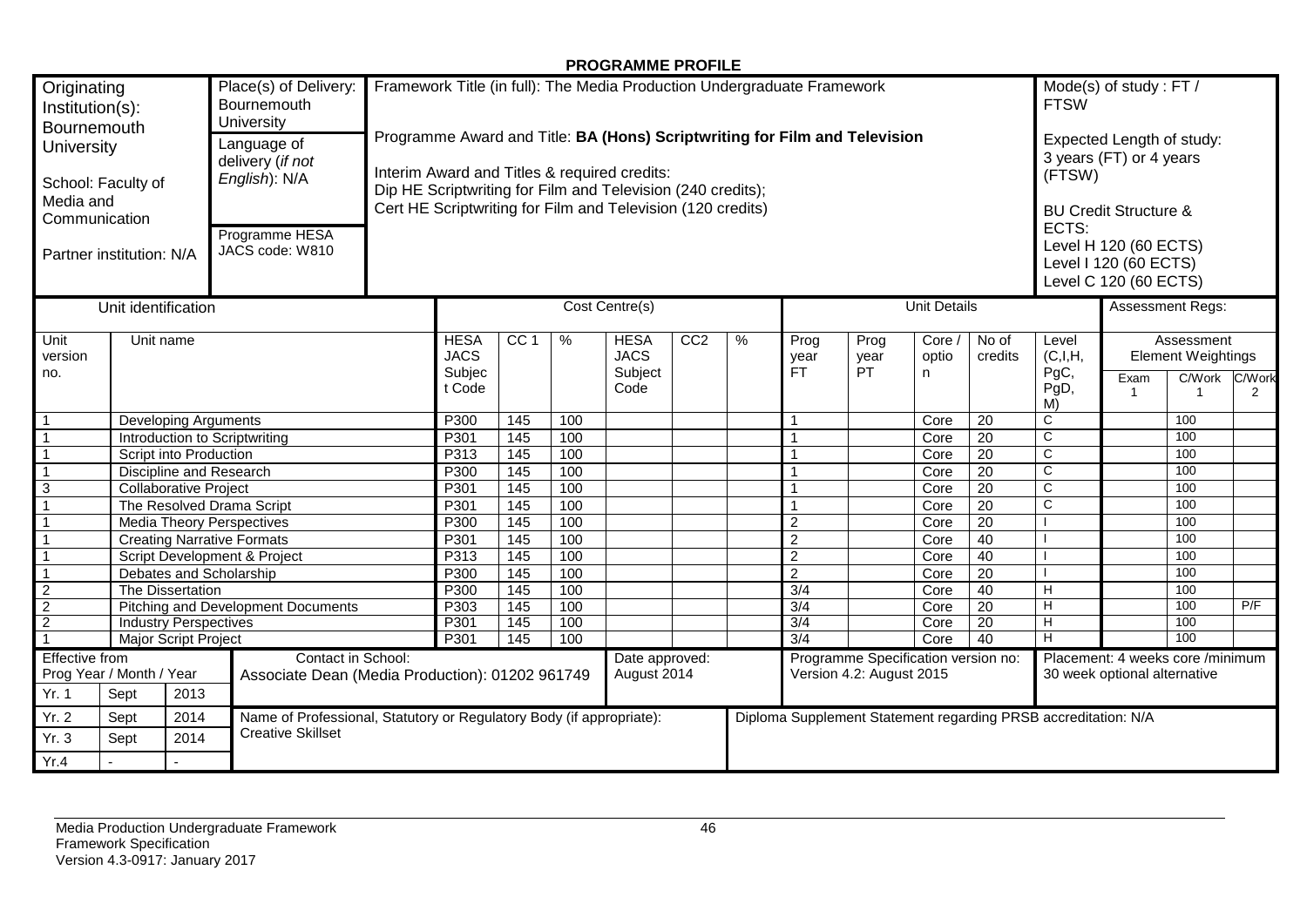# PROGRAMME PROFILE

| | | | | |
|---|---|---|---|---|
| Originating Institution(s): Bournemouth University<br><br>School: Faculty of Media and Communication<br><br>Partner institution: N/A | Place(s) of Delivery: Bournemouth University<br><br>Language of delivery (*if not English*): N/A<br><br>Programme HESA JACS code: W810 | Framework Title (in full): The Media Production Undergraduate Framework<br><br>Programme Award and Title: **BA (Hons) Scriptwriting for Film and Television**<br><br>Interim Award and Titles & required credits:<br>Dip HE Scriptwriting for Film and Television (240 credits);<br>Cert HE Scriptwriting for Film and Television (120 credits) | | Mode(s) of study : FT / FTSW<br><br>Expected Length of study: 3 years (FT) or 4 years (FTSW)<br><br>BU Credit Structure & ECTS:<br>Level H 120 (60 ECTS)<br>Level I 120 (60 ECTS)<br>Level C 120 (60 ECTS) |

| Unit identification | | Cost Centre(s) | | | | | | Unit Details | | | | | Assessment Regs: | | |
|---|---|---|---|---|---|---|---|---|---|---|---|---|---|---|---|
| Unit version no. | Unit name | HESA JACS Subject Code | CC 1 | % | HESA JACS Subject Code | CC2 | % | Prog year FT | Prog year PT | Core / option | No of credits | Level (C,I,H, PgC, PgD, M) | Assessment Element Weightings | | |
| | | | | | | | | | | | | | Exam 1 | C/Work 1 | C/Work 2 |
| 1 | Developing Arguments | P300 | 145 | 100 | | | | 1 | | Core | 20 | C | | 100 | |
| 1 | Introduction to Scriptwriting | P301 | 145 | 100 | | | | 1 | | Core | 20 | C | | 100 | |
| 1 | Script into Production | P313 | 145 | 100 | | | | 1 | | Core | 20 | C | | 100 | |
| 1 | Discipline and Research | P300 | 145 | 100 | | | | 1 | | Core | 20 | C | | 100 | |
| 3 | Collaborative Project | P301 | 145 | 100 | | | | 1 | | Core | 20 | C | | 100 | |
| 1 | The Resolved Drama Script | P301 | 145 | 100 | | | | 1 | | Core | 20 | C | | 100 | |
| 1 | Media Theory Perspectives | P300 | 145 | 100 | | | | 2 | | Core | 20 | I | | 100 | |
| 1 | Creating Narrative Formats | P301 | 145 | 100 | | | | 2 | | Core | 40 | I | | 100 | |
| 1 | Script Development & Project | P313 | 145 | 100 | | | | 2 | | Core | 40 | I | | 100 | |
| 1 | Debates and Scholarship | P300 | 145 | 100 | | | | 2 | | Core | 20 | I | | 100 | |
| 2 | The Dissertation | P300 | 145 | 100 | | | | 3/4 | | Core | 40 | H | | 100 | |
| 2 | Pitching and Development Documents | P303 | 145 | 100 | | | | 3/4 | | Core | 20 | H | | 100 | P/F |
| 2 | Industry Perspectives | P301 | 145 | 100 | | | | 3/4 | | Core | 20 | H | | 100 | |
| 1 | Major Script Project | P301 | 145 | 100 | | | | 3/4 | | Core | 40 | H | | 100 | |

| Effective from Prog Year / Month / Year | | | Contact in School: Associate Dean (Media Production): 01202 961749 | Date approved: August 2014 | Programme Specification version no: Version 4.2: August 2015 | Placement: 4 weeks core /minimum 30 week optional alternative |
|---|---|---|---|---|---|---|
| Yr. 1 | Sept | 2013 | | | | |
| Yr. 2 | Sept | 2014 | Name of Professional, Statutory or Regulatory Body (if appropriate): Creative Skillset | | Diploma Supplement Statement regarding PRSB accreditation: N/A | |
| Yr. 3 | Sept | 2014 | | | | |
| Yr.4 | - | - | | | | |

Media Production Undergraduate Framework
Framework Specification
Version 4.3-0917: January 2017